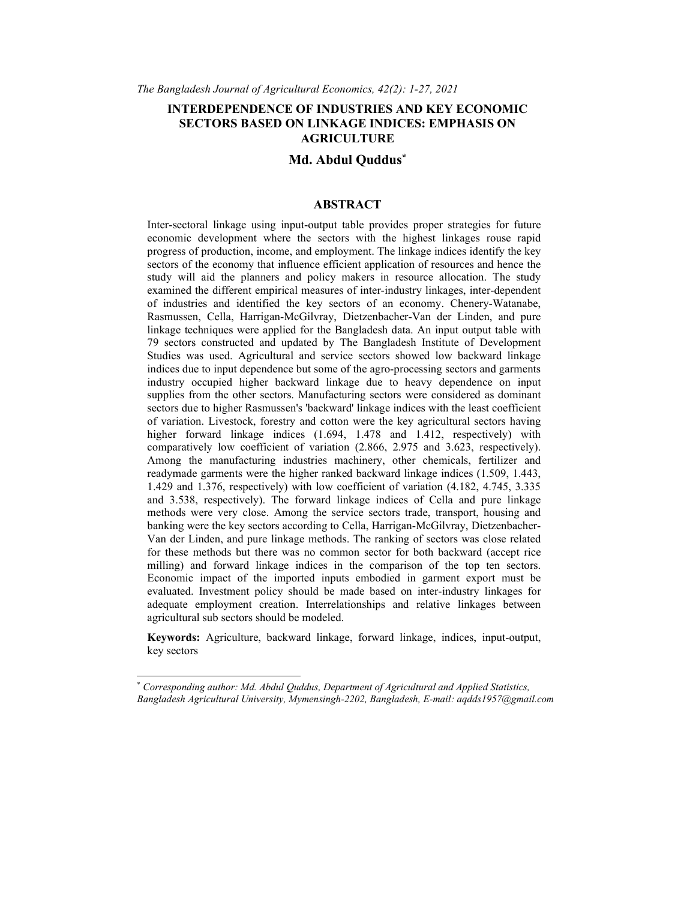# INTERDEPENDENCE OF INDUSTRIES AND KEY ECONOMIC SECTORS BASED ON LINKAGE INDICES: EMPHASIS ON AGRICULTURE

### Md. Abdul Quddus[*]

## ABSTRACT

Inter-sectoral linkage using input-output table provides proper strategies for future economic development where the sectors with the highest linkages rouse rapid progress of production, income, and employment. The linkage indices identify the key sectors of the economy that influence efficient application of resources and hence the study will aid the planners and policy makers in resource allocation. The study examined the different empirical measures of inter-industry linkages, inter-dependent of industries and identified the key sectors of an economy. Chenery-Watanabe, Rasmussen, Cella, Harrigan-McGilvray, Dietzenbacher-Van der Linden, and pure linkage techniques were applied for the Bangladesh data. An input output table with 79 sectors constructed and updated by The Bangladesh Institute of Development Studies was used. Agricultural and service sectors showed low backward linkage indices due to input dependence but some of the agro-processing sectors and garments industry occupied higher backward linkage due to heavy dependence on input supplies from the other sectors. Manufacturing sectors were considered as dominant sectors due to higher Rasmussen's 'backward' linkage indices with the least coefficient of variation. Livestock, forestry and cotton were the key agricultural sectors having higher forward linkage indices (1.694, 1.478 and 1.412, respectively) with comparatively low coefficient of variation (2.866, 2.975 and 3.623, respectively). Among the manufacturing industries machinery, other chemicals, fertilizer and readymade garments were the higher ranked backward linkage indices (1.509, 1.443, 1.429 and 1.376, respectively) with low coefficient of variation (4.182, 4.745, 3.335 and 3.538, respectively). The forward linkage indices of Cella and pure linkage methods were very close. Among the service sectors trade, transport, housing and banking were the key sectors according to Cella, Harrigan-McGilvray, Dietzenbacher-Van der Linden, and pure linkage methods. The ranking of sectors was close related for these methods but there was no common sector for both backward (accept rice milling) and forward linkage indices in the comparison of the top ten sectors. Economic impact of the imported inputs embodied in garment export must be evaluated. Investment policy should be made based on inter-industry linkages for adequate employment creation. Interrelationships and relative linkages between agricultural sub sectors should be modeled.

**Keywords:** Agriculture, backward linkage, forward linkage, indices, input-output, key sectors

---

[*] *Corresponding author: Md. Abdul Quddus, Department of Agricultural and Applied Statistics, Bangladesh Agricultural University, Mymensingh-2202, Bangladesh, E-mail: aqdds1957@gmail.com*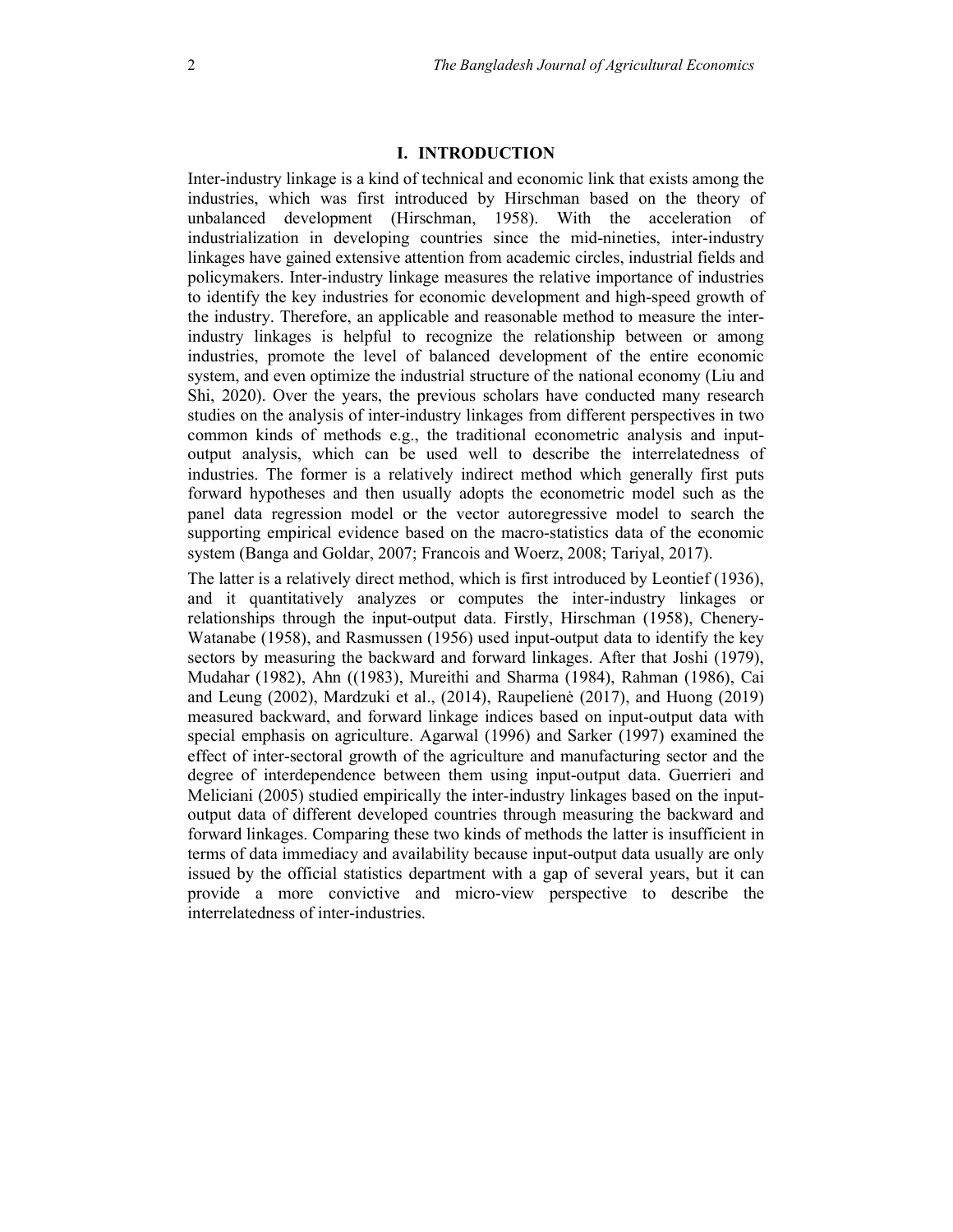## I. INTRODUCTION

Inter-industry linkage is a kind of technical and economic link that exists among the industries, which was first introduced by Hirschman based on the theory of unbalanced development (Hirschman, 1958). With the acceleration of industrialization in developing countries since the mid-nineties, inter-industry linkages have gained extensive attention from academic circles, industrial fields and policymakers. Inter-industry linkage measures the relative importance of industries to identify the key industries for economic development and high-speed growth of the industry. Therefore, an applicable and reasonable method to measure the inter-industry linkages is helpful to recognize the relationship between or among industries, promote the level of balanced development of the entire economic system, and even optimize the industrial structure of the national economy (Liu and Shi, 2020). Over the years, the previous scholars have conducted many research studies on the analysis of inter-industry linkages from different perspectives in two common kinds of methods e.g., the traditional econometric analysis and input-output analysis, which can be used well to describe the interrelatedness of industries. The former is a relatively indirect method which generally first puts forward hypotheses and then usually adopts the econometric model such as the panel data regression model or the vector autoregressive model to search the supporting empirical evidence based on the macro-statistics data of the economic system (Banga and Goldar, 2007; Francois and Woerz, 2008; Tariyal, 2017).

The latter is a relatively direct method, which is first introduced by Leontief (1936), and it quantitatively analyzes or computes the inter-industry linkages or relationships through the input-output data. Firstly, Hirschman (1958), Chenery-Watanabe (1958), and Rasmussen (1956) used input-output data to identify the key sectors by measuring the backward and forward linkages. After that Joshi (1979), Mudahar (1982), Ahn ((1983), Mureithi and Sharma (1984), Rahman (1986), Cai and Leung (2002), Mardzuki et al., (2014), Raupelienė (2017), and Huong (2019) measured backward, and forward linkage indices based on input-output data with special emphasis on agriculture. Agarwal (1996) and Sarker (1997) examined the effect of inter-sectoral growth of the agriculture and manufacturing sector and the degree of interdependence between them using input-output data. Guerrieri and Meliciani (2005) studied empirically the inter-industry linkages based on the input-output data of different developed countries through measuring the backward and forward linkages. Comparing these two kinds of methods the latter is insufficient in terms of data immediacy and availability because input-output data usually are only issued by the official statistics department with a gap of several years, but it can provide a more convictive and micro-view perspective to describe the interrelatedness of inter-industries.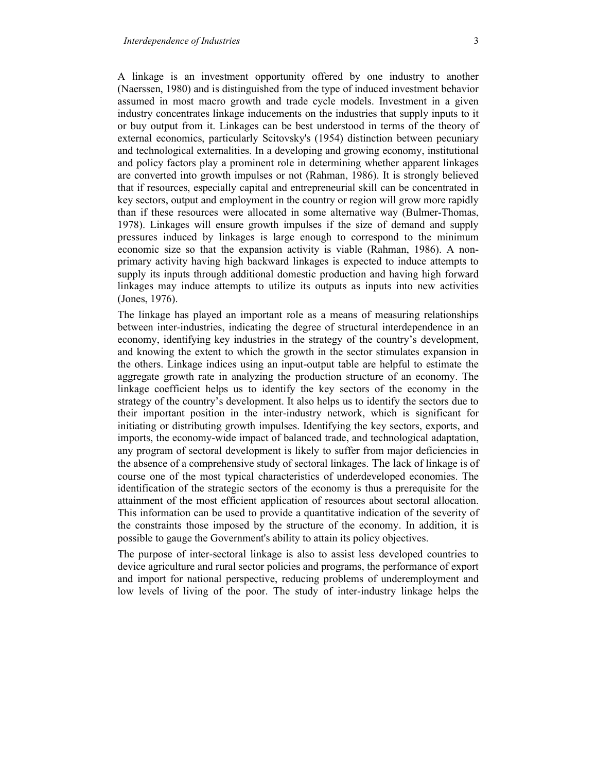A linkage is an investment opportunity offered by one industry to another (Naerssen, 1980) and is distinguished from the type of induced investment behavior assumed in most macro growth and trade cycle models. Investment in a given industry concentrates linkage inducements on the industries that supply inputs to it or buy output from it. Linkages can be best understood in terms of the theory of external economics, particularly Scitovsky's (1954) distinction between pecuniary and technological externalities. In a developing and growing economy, institutional and policy factors play a prominent role in determining whether apparent linkages are converted into growth impulses or not (Rahman, 1986). It is strongly believed that if resources, especially capital and entrepreneurial skill can be concentrated in key sectors, output and employment in the country or region will grow more rapidly than if these resources were allocated in some alternative way (Bulmer-Thomas, 1978). Linkages will ensure growth impulses if the size of demand and supply pressures induced by linkages is large enough to correspond to the minimum economic size so that the expansion activity is viable (Rahman, 1986). A non-primary activity having high backward linkages is expected to induce attempts to supply its inputs through additional domestic production and having high forward linkages may induce attempts to utilize its outputs as inputs into new activities (Jones, 1976).

The linkage has played an important role as a means of measuring relationships between inter-industries, indicating the degree of structural interdependence in an economy, identifying key industries in the strategy of the country's development, and knowing the extent to which the growth in the sector stimulates expansion in the others. Linkage indices using an input-output table are helpful to estimate the aggregate growth rate in analyzing the production structure of an economy. The linkage coefficient helps us to identify the key sectors of the economy in the strategy of the country's development. It also helps us to identify the sectors due to their important position in the inter-industry network, which is significant for initiating or distributing growth impulses. Identifying the key sectors, exports, and imports, the economy-wide impact of balanced trade, and technological adaptation, any program of sectoral development is likely to suffer from major deficiencies in the absence of a comprehensive study of sectoral linkages. The lack of linkage is of course one of the most typical characteristics of underdeveloped economies. The identification of the strategic sectors of the economy is thus a prerequisite for the attainment of the most efficient application of resources about sectoral allocation. This information can be used to provide a quantitative indication of the severity of the constraints those imposed by the structure of the economy. In addition, it is possible to gauge the Government's ability to attain its policy objectives.

The purpose of inter-sectoral linkage is also to assist less developed countries to device agriculture and rural sector policies and programs, the performance of export and import for national perspective, reducing problems of underemployment and low levels of living of the poor. The study of inter-industry linkage helps the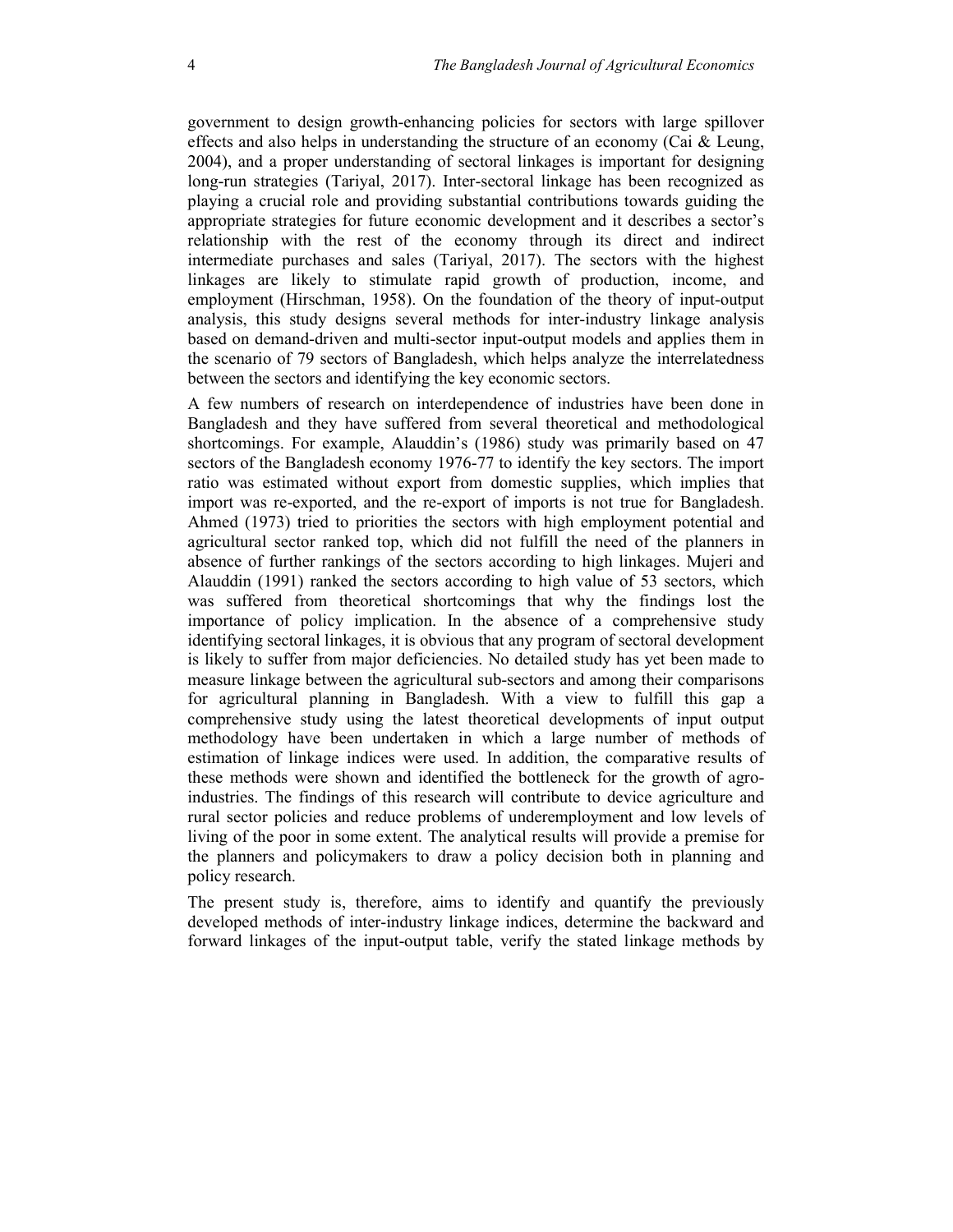government to design growth-enhancing policies for sectors with large spillover effects and also helps in understanding the structure of an economy (Cai & Leung, 2004), and a proper understanding of sectoral linkages is important for designing long-run strategies (Tariyal, 2017). Inter-sectoral linkage has been recognized as playing a crucial role and providing substantial contributions towards guiding the appropriate strategies for future economic development and it describes a sector's relationship with the rest of the economy through its direct and indirect intermediate purchases and sales (Tariyal, 2017). The sectors with the highest linkages are likely to stimulate rapid growth of production, income, and employment (Hirschman, 1958). On the foundation of the theory of input-output analysis, this study designs several methods for inter-industry linkage analysis based on demand-driven and multi-sector input-output models and applies them in the scenario of 79 sectors of Bangladesh, which helps analyze the interrelatedness between the sectors and identifying the key economic sectors.

A few numbers of research on interdependence of industries have been done in Bangladesh and they have suffered from several theoretical and methodological shortcomings. For example, Alauddin's (1986) study was primarily based on 47 sectors of the Bangladesh economy 1976-77 to identify the key sectors. The import ratio was estimated without export from domestic supplies, which implies that import was re-exported, and the re-export of imports is not true for Bangladesh. Ahmed (1973) tried to priorities the sectors with high employment potential and agricultural sector ranked top, which did not fulfill the need of the planners in absence of further rankings of the sectors according to high linkages. Mujeri and Alauddin (1991) ranked the sectors according to high value of 53 sectors, which was suffered from theoretical shortcomings that why the findings lost the importance of policy implication. In the absence of a comprehensive study identifying sectoral linkages, it is obvious that any program of sectoral development is likely to suffer from major deficiencies. No detailed study has yet been made to measure linkage between the agricultural sub-sectors and among their comparisons for agricultural planning in Bangladesh. With a view to fulfill this gap a comprehensive study using the latest theoretical developments of input output methodology have been undertaken in which a large number of methods of estimation of linkage indices were used. In addition, the comparative results of these methods were shown and identified the bottleneck for the growth of agro-industries. The findings of this research will contribute to device agriculture and rural sector policies and reduce problems of underemployment and low levels of living of the poor in some extent. The analytical results will provide a premise for the planners and policymakers to draw a policy decision both in planning and policy research.

The present study is, therefore, aims to identify and quantify the previously developed methods of inter-industry linkage indices, determine the backward and forward linkages of the input-output table, verify the stated linkage methods by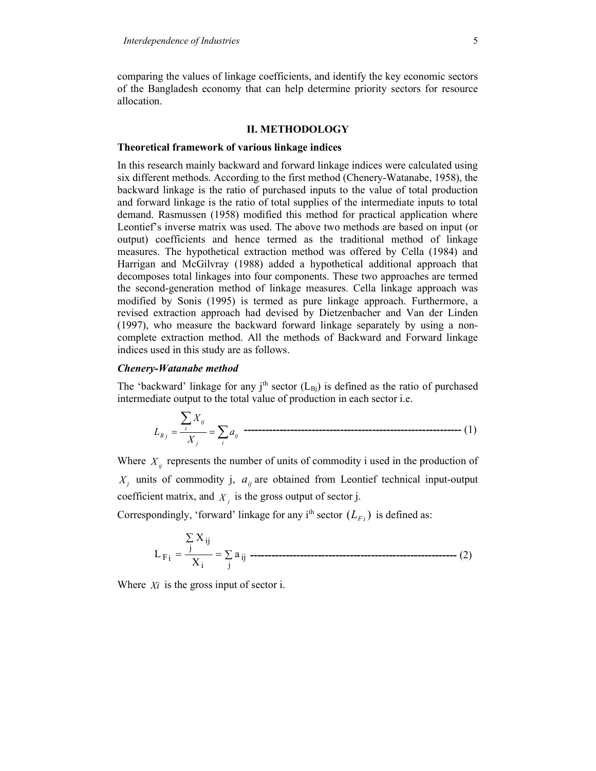comparing the values of linkage coefficients, and identify the key economic sectors of the Bangladesh economy that can help determine priority sectors for resource allocation.

## II. METHODOLOGY

### Theoretical framework of various linkage indices

In this research mainly backward and forward linkage indices were calculated using six different methods. According to the first method (Chenery-Watanabe, 1958), the backward linkage is the ratio of purchased inputs to the value of total production and forward linkage is the ratio of total supplies of the intermediate inputs to total demand. Rasmussen (1958) modified this method for practical application where Leontief's inverse matrix was used. The above two methods are based on input (or output) coefficients and hence termed as the traditional method of linkage measures. The hypothetical extraction method was offered by Cella (1984) and Harrigan and McGilvray (1988) added a hypothetical additional approach that decomposes total linkages into four components. These two approaches are termed the second-generation method of linkage measures. Cella linkage approach was modified by Sonis (1995) is termed as pure linkage approach. Furthermore, a revised extraction approach had devised by Dietzenbacher and Van der Linden (1997), who measure the backward forward linkage separately by using a non-complete extraction method. All the methods of Backward and Forward linkage indices used in this study are as follows.

#### *Chenery-Watanabe method*

The 'backward' linkage for any j[th] sector ($L_{Bj}$) is defined as the ratio of purchased intermediate output to the total value of production in each sector i.e.

$$L_{Bj} = \frac{\sum_i X_{ij}}{X_j} = \sum_i a_{ij} \quad \text{------------------------------------------------------------} \; (1)$$

Where $X_{ij}$ represents the number of units of commodity i used in the production of $X_j$ units of commodity j, $a_{ij}$ are obtained from Leontief technical input-output coefficient matrix, and $X_j$ is the gross output of sector j.

Correspondingly, 'forward' linkage for any i[th] sector $(L_{Fi})$ is defined as:

$$L_{Fi} = \frac{\sum_j X_{ij}}{X_i} = \sum_j a_{ij} \quad \text{---------------------------------------------------------} \; (2)$$

Where $Xi$ is the gross input of sector i.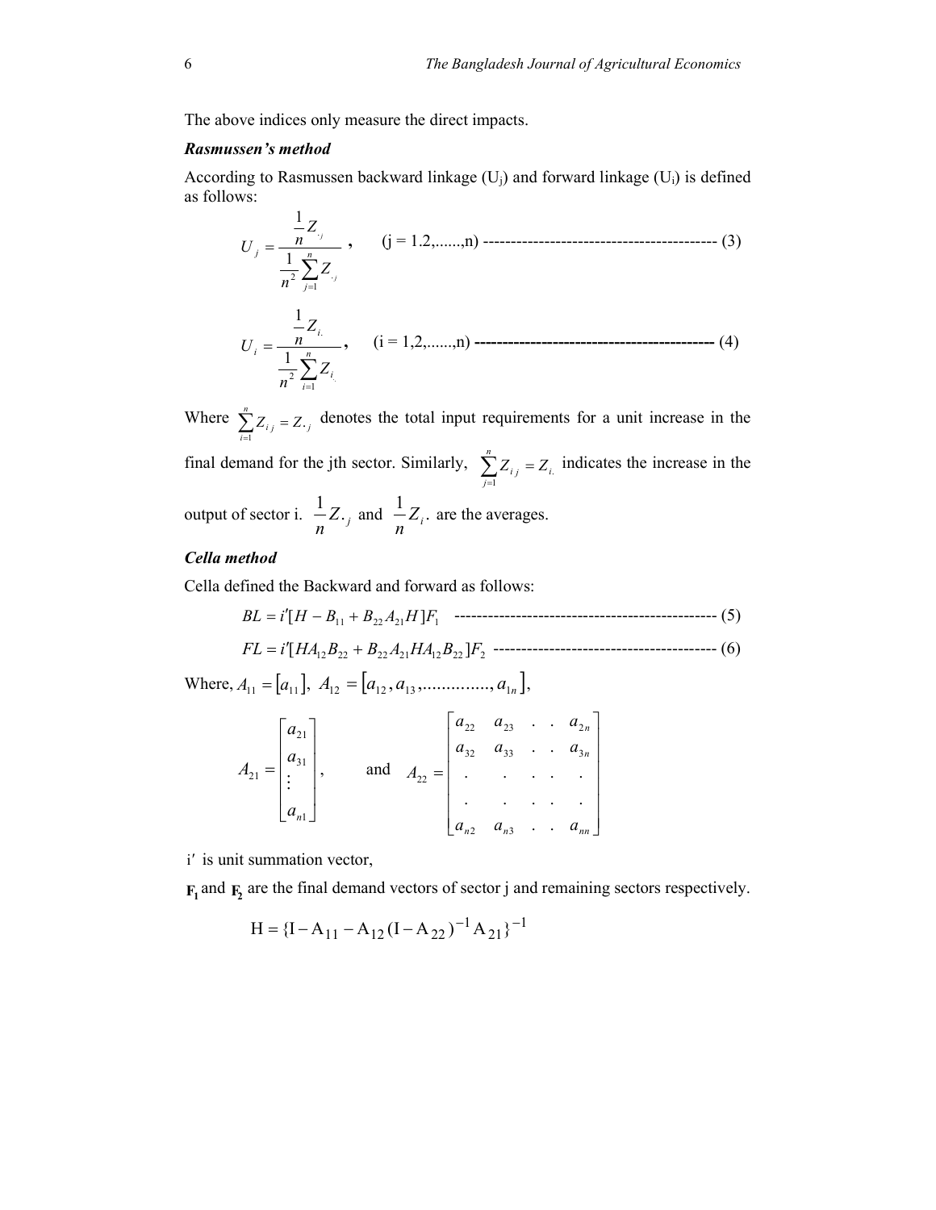The above indices only measure the direct impacts.

***Rasmussen's method***

According to Rasmussen backward linkage ($U_j$) and forward linkage ($U_i$) is defined as follows:

$$U_j = \frac{\frac{1}{n} Z_{.j}}{\frac{1}{n^2}\sum_{j=1}^{n} Z_{.j}}, \quad (j = 1.2,......,n) \text{ ------------------------------------------ } (3)$$

$$U_i = \frac{\frac{1}{n} Z_{i.}}{\frac{1}{n^2}\sum_{i=1}^{n} Z_{i.}}, \quad (i = 1,2,......,n) \text{ ------------------------------------------ } (4)$$

Where $\sum_{i=1}^{n} Z_{ij} = Z._j$ denotes the total input requirements for a unit increase in the final demand for the jth sector. Similarly, $\sum_{j=1}^{n} Z_{ij} = Z_{i.}$ indicates the increase in the output of sector i. $\frac{1}{n} Z._j$ and $\frac{1}{n} Z_i.$ are the averages.

***Cella method***

Cella defined the Backward and forward as follows:

$$BL = i'[H - B_{11} + B_{22}A_{21}H]F_1 \text{ ----------------------------------------------- } (5)$$

$$FL = i'[HA_{12}B_{22} + B_{22}A_{21}HA_{12}B_{22}]F_2 \text{ ---------------------------------------- } (6)$$

Where, $A_{11} = [a_{11}],\ A_{12} = [a_{12}, a_{13}, .............., a_{1n}],$

$$A_{21} = \begin{bmatrix} a_{21} \\ a_{31} \\ \vdots \\ a_{n1} \end{bmatrix}, \quad \text{and} \quad A_{22} = \begin{bmatrix} a_{22} & a_{23} & . & . & a_{2n} \\ a_{32} & a_{33} & . & . & a_{3n} \\ . & . & . & . & . \\ . & . & . & . & . \\ a_{n2} & a_{n3} & . & . & a_{nn} \end{bmatrix}$$

$i'$ is unit summation vector,

$\mathbf{F_1}$ and $\mathbf{F_2}$ are the final demand vectors of sector j and remaining sectors respectively.

$$H = \{I - A_{11} - A_{12}(I - A_{22})^{-1}A_{21}\}^{-1}$$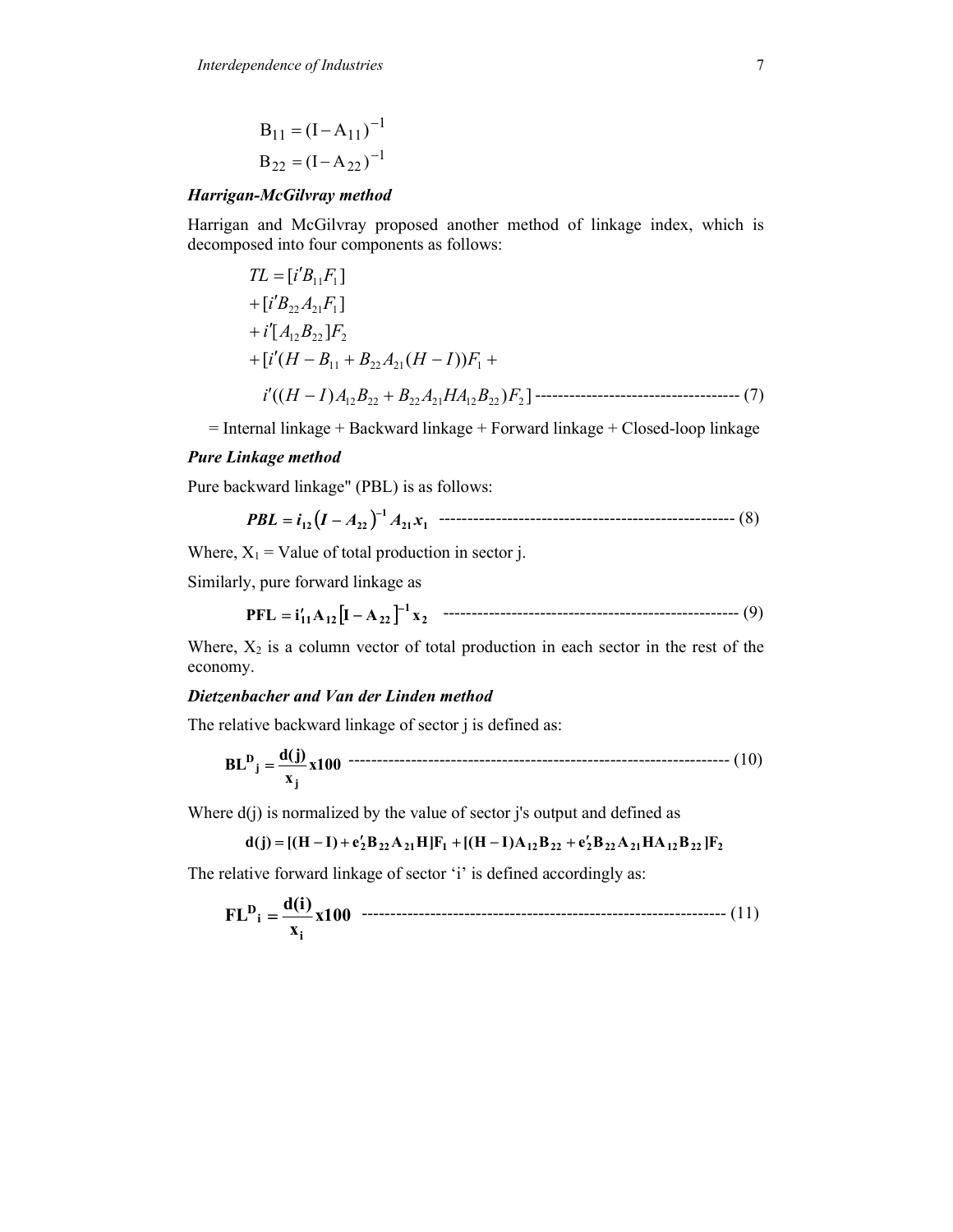$$B_{11} = (I - A_{11})^{-1}$$

$$B_{22} = (I - A_{22})^{-1}$$

### *Harrigan-McGilvray method*

Harrigan and McGilvray proposed another method of linkage index, which is decomposed into four components as follows:

$$
\begin{aligned}
TL &= [i'B_{11}F_1] \\
&+ [i'B_{22}A_{21}F_1] \\
&+ i'[A_{12}B_{22}]F_2 \\
&+ [i'(H - B_{11} + B_{22}A_{21}(H - I))F_1 + \\
&\quad i'((H - I)A_{12}B_{22} + B_{22}A_{21}HA_{12}B_{22})F_2] \quad \text{------------------------------------} (7)
\end{aligned}
$$

= Internal linkage + Backward linkage + Forward linkage + Closed-loop linkage

### *Pure Linkage method*

Pure backward linkage" (PBL) is as follows:

$$PBL = i_{12}(I - A_{22})^{-1} A_{21} x_1 \quad \text{----------------------------------------------------} (8)$$

Where, $X_1$ = Value of total production in sector j.

Similarly, pure forward linkage as

$$PFL = i'_{11} A_{12} [I - A_{22}]^{-1} x_2 \quad \text{----------------------------------------------------} (9)$$

Where, $X_2$ is a column vector of total production in each sector in the rest of the economy.

### *Dietzenbacher and Van der Linden method*

The relative backward linkage of sector j is defined as:

$$BL^D{}_j = \frac{d(j)}{x_j} x100 \quad \text{-------------------------------------------------------------------} (10)$$

Where d(j) is normalized by the value of sector j's output and defined as

$$d(j) = [(H - I) + e'_2 B_{22} A_{21} H] F_1 + [(H - I) A_{12} B_{22} + e'_2 B_{22} A_{21} H A_{12} B_{22}] F_2$$

The relative forward linkage of sector 'i' is defined accordingly as:

$$FL^D{}_i = \frac{d(i)}{x_i} x100 \quad \text{---------------------------------------------------------------} (11)$$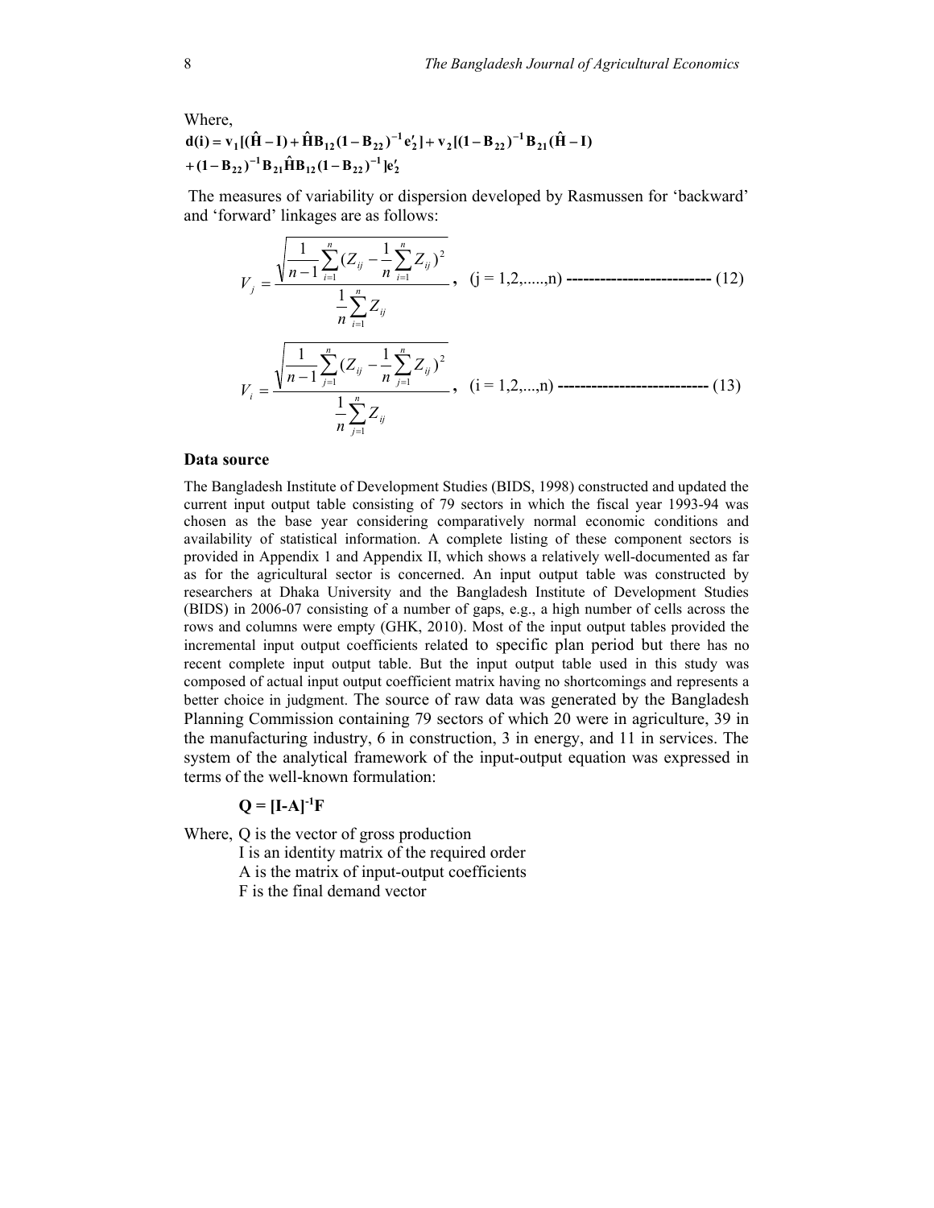Where,

$$\mathbf{d(i) = v_1[(\hat{H} - I) + \hat{H}B_{12}(1 - B_{22})^{-1}e_2'] + v_2[(1 - B_{22})^{-1}B_{21}(\hat{H} - I)}$$
$$\mathbf{+ (1 - B_{22})^{-1}B_{21}\hat{H}B_{12}(1 - B_{22})^{-1}]e_2'}$$

The measures of variability or dispersion developed by Rasmussen for 'backward' and 'forward' linkages are as follows:

$$V_j = \frac{\sqrt{\frac{1}{n-1}\sum_{i=1}^{n}(Z_{ij} - \frac{1}{n}\sum_{i=1}^{n}Z_{ij})^2}}{\frac{1}{n}\sum_{i=1}^{n}Z_{ij}}, \quad (j = 1,2,.....,n) \text{ -------------------------- } (12)$$

$$V_i = \frac{\sqrt{\frac{1}{n-1}\sum_{j=1}^{n}(Z_{ij} - \frac{1}{n}\sum_{j=1}^{n}Z_{ij})^2}}{\frac{1}{n}\sum_{j=1}^{n}Z_{ij}}, \quad (i = 1,2,...,n) \text{ --------------------------- } (13)$$

### Data source

The Bangladesh Institute of Development Studies (BIDS, 1998) constructed and updated the current input output table consisting of 79 sectors in which the fiscal year 1993-94 was chosen as the base year considering comparatively normal economic conditions and availability of statistical information. A complete listing of these component sectors is provided in Appendix 1 and Appendix II, which shows a relatively well-documented as far as for the agricultural sector is concerned. An input output table was constructed by researchers at Dhaka University and the Bangladesh Institute of Development Studies (BIDS) in 2006-07 consisting of a number of gaps, e.g., a high number of cells across the rows and columns were empty (GHK, 2010). Most of the input output tables provided the incremental input output coefficients related to specific plan period but there has no recent complete input output table. But the input output table used in this study was composed of actual input output coefficient matrix having no shortcomings and represents a better choice in judgment. The source of raw data was generated by the Bangladesh Planning Commission containing 79 sectors of which 20 were in agriculture, 39 in the manufacturing industry, 6 in construction, 3 in energy, and 11 in services. The system of the analytical framework of the input-output equation was expressed in terms of the well-known formulation:

$$\mathbf{Q = [I\text{-}A]^{-1}F}$$

Where, Q is the vector of gross production
I is an identity matrix of the required order
A is the matrix of input-output coefficients
F is the final demand vector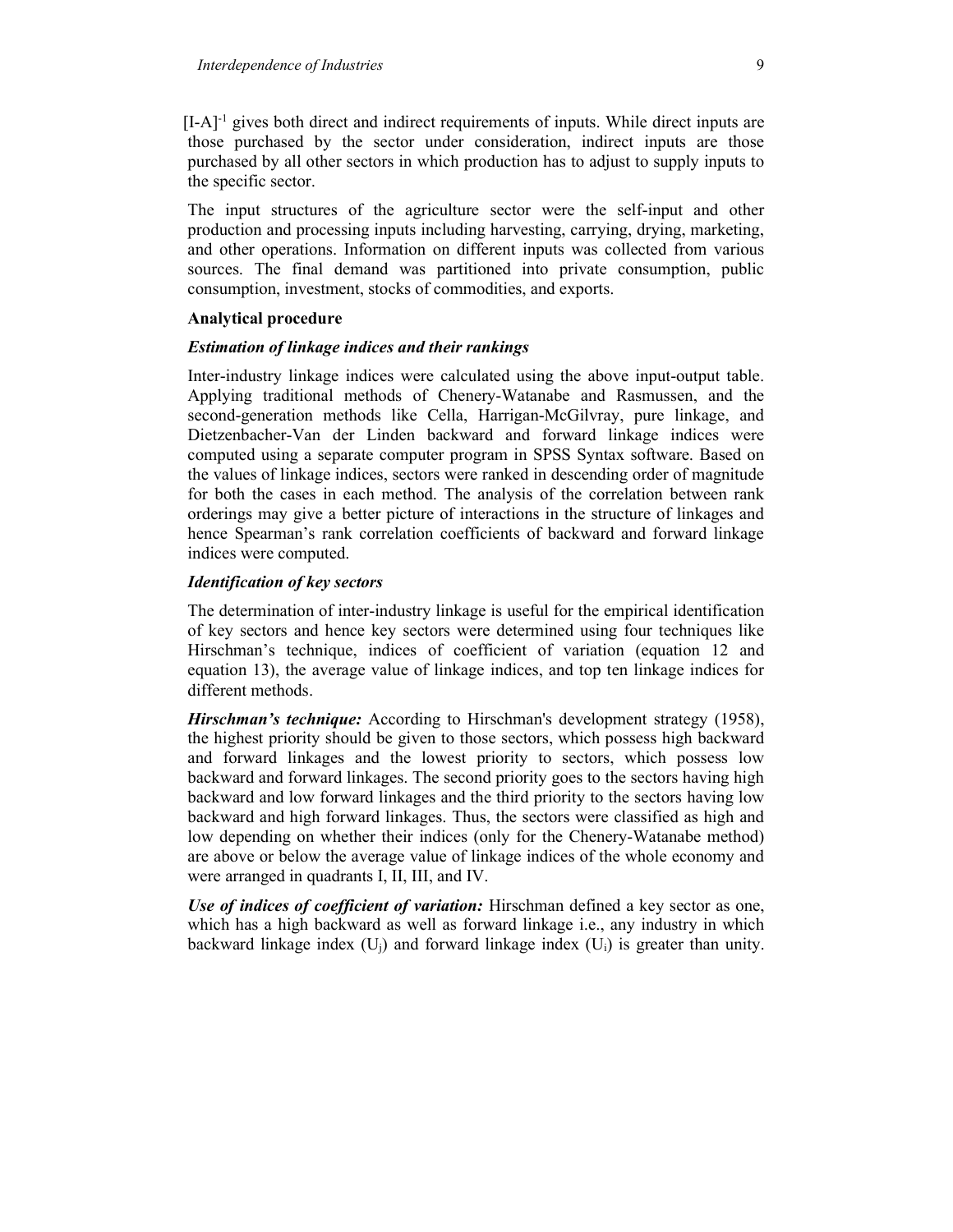$[I-A]^{-1}$ gives both direct and indirect requirements of inputs. While direct inputs are those purchased by the sector under consideration, indirect inputs are those purchased by all other sectors in which production has to adjust to supply inputs to the specific sector.

The input structures of the agriculture sector were the self-input and other production and processing inputs including harvesting, carrying, drying, marketing, and other operations. Information on different inputs was collected from various sources. The final demand was partitioned into private consumption, public consumption, investment, stocks of commodities, and exports.

### Analytical procedure

#### *Estimation of linkage indices and their rankings*

Inter-industry linkage indices were calculated using the above input-output table. Applying traditional methods of Chenery-Watanabe and Rasmussen, and the second-generation methods like Cella, Harrigan-McGilvray, pure linkage, and Dietzenbacher-Van der Linden backward and forward linkage indices were computed using a separate computer program in SPSS Syntax software. Based on the values of linkage indices, sectors were ranked in descending order of magnitude for both the cases in each method. The analysis of the correlation between rank orderings may give a better picture of interactions in the structure of linkages and hence Spearman's rank correlation coefficients of backward and forward linkage indices were computed.

#### *Identification of key sectors*

The determination of inter-industry linkage is useful for the empirical identification of key sectors and hence key sectors were determined using four techniques like Hirschman's technique, indices of coefficient of variation (equation 12 and equation 13), the average value of linkage indices, and top ten linkage indices for different methods.

***Hirschman's technique:*** According to Hirschman's development strategy (1958), the highest priority should be given to those sectors, which possess high backward and forward linkages and the lowest priority to sectors, which possess low backward and forward linkages. The second priority goes to the sectors having high backward and low forward linkages and the third priority to the sectors having low backward and high forward linkages. Thus, the sectors were classified as high and low depending on whether their indices (only for the Chenery-Watanabe method) are above or below the average value of linkage indices of the whole economy and were arranged in quadrants I, II, III, and IV.

***Use of indices of coefficient of variation:*** Hirschman defined a key sector as one, which has a high backward as well as forward linkage i.e., any industry in which backward linkage index ($U_j$) and forward linkage index ($U_i$) is greater than unity.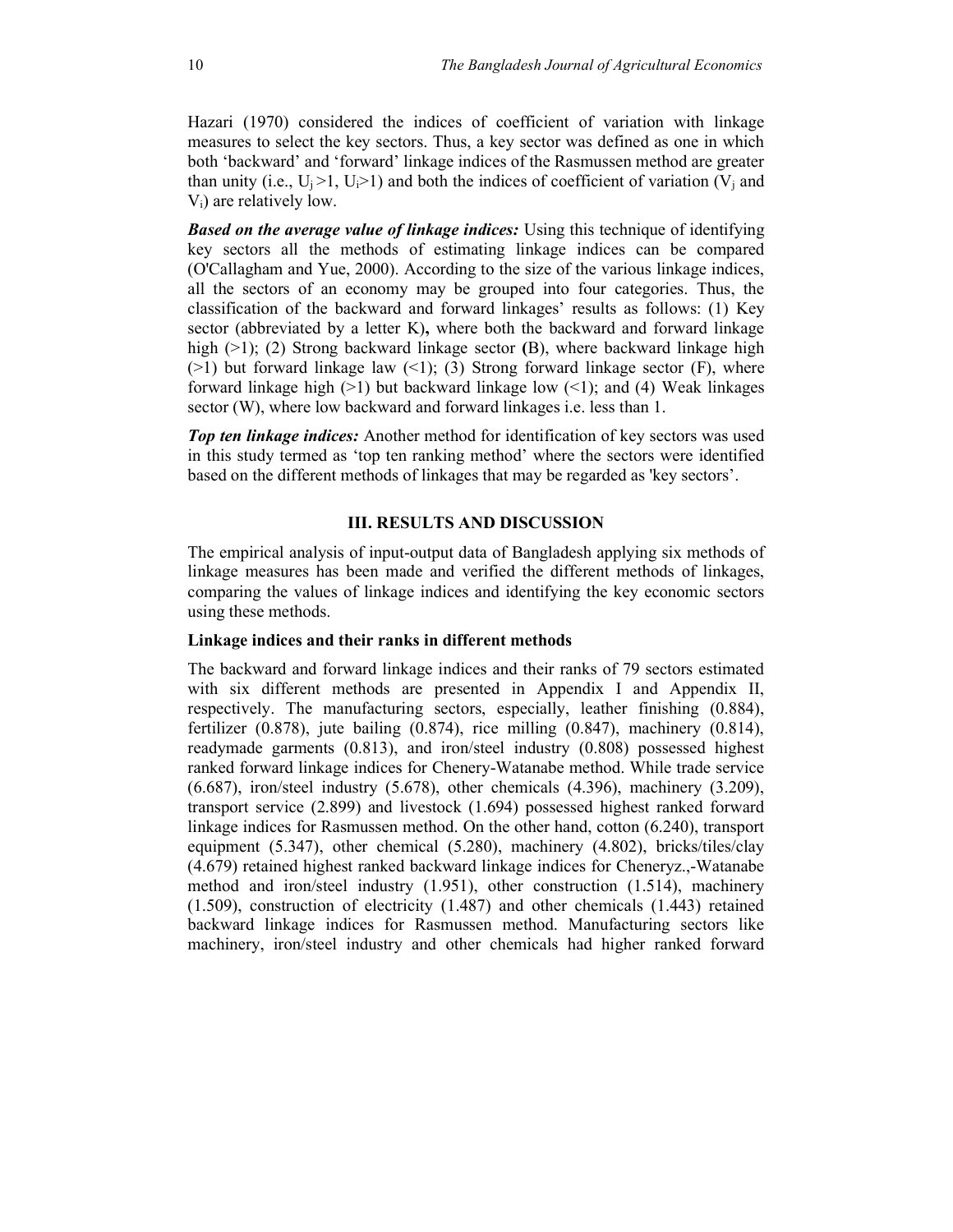Hazari (1970) considered the indices of coefficient of variation with linkage measures to select the key sectors. Thus, a key sector was defined as one in which both 'backward' and 'forward' linkage indices of the Rasmussen method are greater than unity (i.e., $U_j > 1$, $U_i > 1$) and both the indices of coefficient of variation ($V_j$ and $V_i$) are relatively low.

***Based on the average value of linkage indices:*** Using this technique of identifying key sectors all the methods of estimating linkage indices can be compared (O'Callagham and Yue, 2000). According to the size of the various linkage indices, all the sectors of an economy may be grouped into four categories. Thus, the classification of the backward and forward linkages' results as follows: (1) Key sector (abbreviated by a letter K**),** where both the backward and forward linkage high (>1); (2) Strong backward linkage sector **(**B), where backward linkage high (>1) but forward linkage law (<1); (3) Strong forward linkage sector (F), where forward linkage high (>1) but backward linkage low (<1); and (4) Weak linkages sector (W), where low backward and forward linkages i.e. less than 1.

***Top ten linkage indices:*** Another method for identification of key sectors was used in this study termed as 'top ten ranking method' where the sectors were identified based on the different methods of linkages that may be regarded as 'key sectors'.

## III. RESULTS AND DISCUSSION

The empirical analysis of input-output data of Bangladesh applying six methods of linkage measures has been made and verified the different methods of linkages, comparing the values of linkage indices and identifying the key economic sectors using these methods.

### Linkage indices and their ranks in different methods

The backward and forward linkage indices and their ranks of 79 sectors estimated with six different methods are presented in Appendix I and Appendix II, respectively. The manufacturing sectors, especially, leather finishing (0.884), fertilizer (0.878), jute bailing (0.874), rice milling (0.847), machinery (0.814), readymade garments (0.813), and iron/steel industry (0.808) possessed highest ranked forward linkage indices for Chenery-Watanabe method. While trade service (6.687), iron/steel industry (5.678), other chemicals (4.396), machinery (3.209), transport service (2.899) and livestock (1.694) possessed highest ranked forward linkage indices for Rasmussen method. On the other hand, cotton (6.240), transport equipment (5.347), other chemical (5.280), machinery (4.802), bricks/tiles/clay (4.679) retained highest ranked backward linkage indices for Cheneryz.,-Watanabe method and iron/steel industry (1.951), other construction (1.514), machinery (1.509), construction of electricity (1.487) and other chemicals (1.443) retained backward linkage indices for Rasmussen method. Manufacturing sectors like machinery, iron/steel industry and other chemicals had higher ranked forward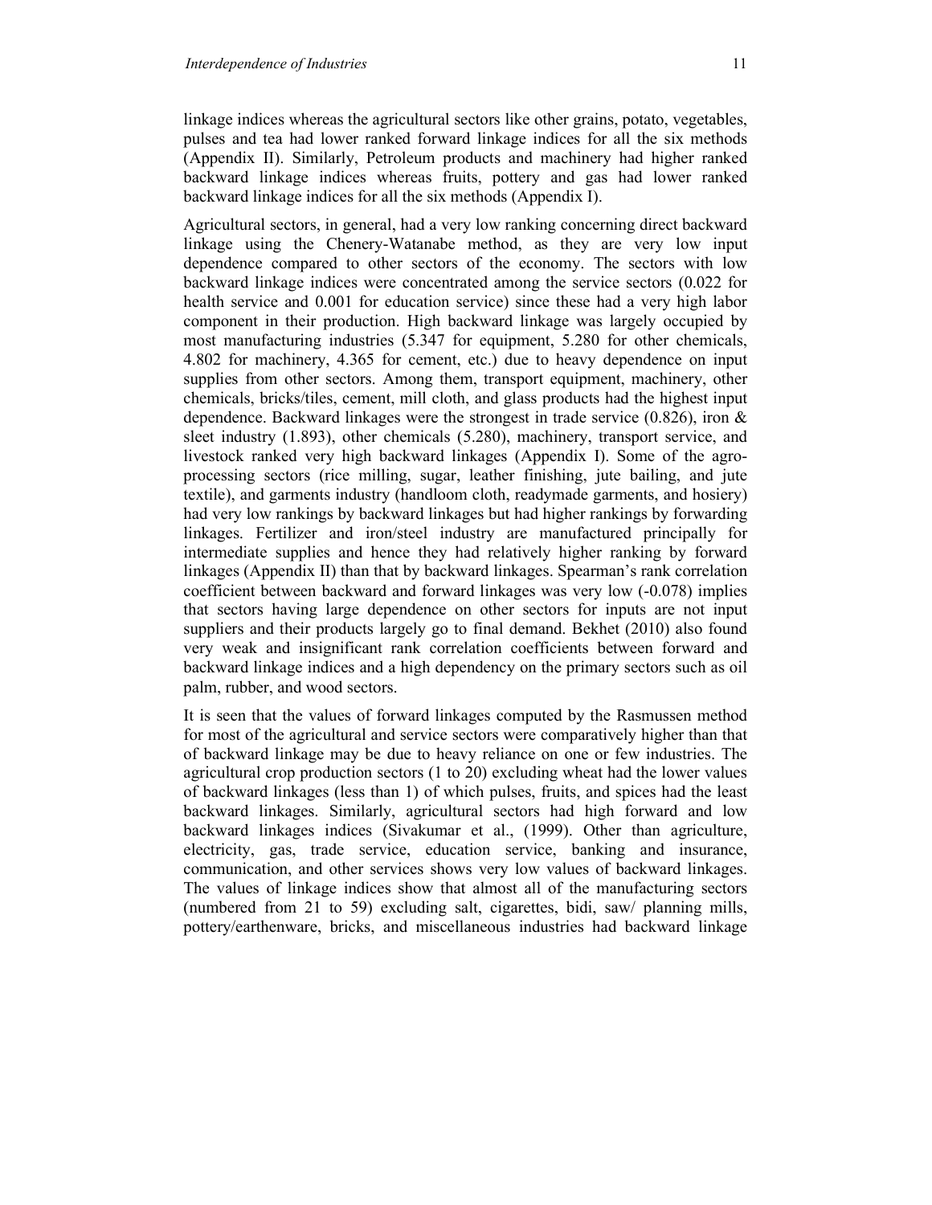linkage indices whereas the agricultural sectors like other grains, potato, vegetables, pulses and tea had lower ranked forward linkage indices for all the six methods (Appendix II). Similarly, Petroleum products and machinery had higher ranked backward linkage indices whereas fruits, pottery and gas had lower ranked backward linkage indices for all the six methods (Appendix I).

Agricultural sectors, in general, had a very low ranking concerning direct backward linkage using the Chenery-Watanabe method, as they are very low input dependence compared to other sectors of the economy. The sectors with low backward linkage indices were concentrated among the service sectors (0.022 for health service and 0.001 for education service) since these had a very high labor component in their production. High backward linkage was largely occupied by most manufacturing industries (5.347 for equipment, 5.280 for other chemicals, 4.802 for machinery, 4.365 for cement, etc.) due to heavy dependence on input supplies from other sectors. Among them, transport equipment, machinery, other chemicals, bricks/tiles, cement, mill cloth, and glass products had the highest input dependence. Backward linkages were the strongest in trade service (0.826), iron & sleet industry (1.893), other chemicals (5.280), machinery, transport service, and livestock ranked very high backward linkages (Appendix I). Some of the agro-processing sectors (rice milling, sugar, leather finishing, jute bailing, and jute textile), and garments industry (handloom cloth, readymade garments, and hosiery) had very low rankings by backward linkages but had higher rankings by forwarding linkages. Fertilizer and iron/steel industry are manufactured principally for intermediate supplies and hence they had relatively higher ranking by forward linkages (Appendix II) than that by backward linkages. Spearman's rank correlation coefficient between backward and forward linkages was very low (-0.078) implies that sectors having large dependence on other sectors for inputs are not input suppliers and their products largely go to final demand. Bekhet (2010) also found very weak and insignificant rank correlation coefficients between forward and backward linkage indices and a high dependency on the primary sectors such as oil palm, rubber, and wood sectors.

It is seen that the values of forward linkages computed by the Rasmussen method for most of the agricultural and service sectors were comparatively higher than that of backward linkage may be due to heavy reliance on one or few industries. The agricultural crop production sectors (1 to 20) excluding wheat had the lower values of backward linkages (less than 1) of which pulses, fruits, and spices had the least backward linkages. Similarly, agricultural sectors had high forward and low backward linkages indices (Sivakumar et al., (1999). Other than agriculture, electricity, gas, trade service, education service, banking and insurance, communication, and other services shows very low values of backward linkages. The values of linkage indices show that almost all of the manufacturing sectors (numbered from 21 to 59) excluding salt, cigarettes, bidi, saw/ planning mills, pottery/earthenware, bricks, and miscellaneous industries had backward linkage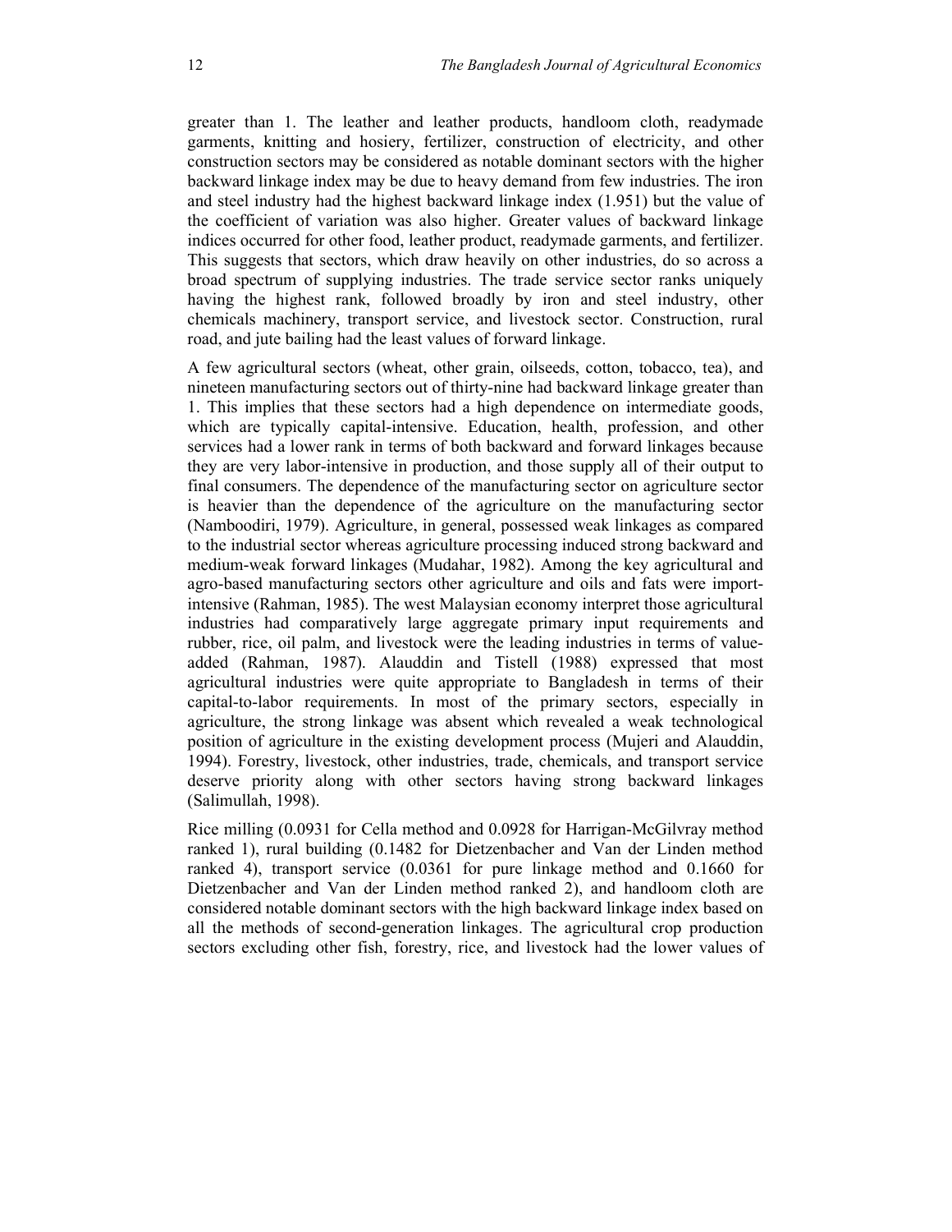greater than 1. The leather and leather products, handloom cloth, readymade garments, knitting and hosiery, fertilizer, construction of electricity, and other construction sectors may be considered as notable dominant sectors with the higher backward linkage index may be due to heavy demand from few industries. The iron and steel industry had the highest backward linkage index (1.951) but the value of the coefficient of variation was also higher. Greater values of backward linkage indices occurred for other food, leather product, readymade garments, and fertilizer. This suggests that sectors, which draw heavily on other industries, do so across a broad spectrum of supplying industries. The trade service sector ranks uniquely having the highest rank, followed broadly by iron and steel industry, other chemicals machinery, transport service, and livestock sector. Construction, rural road, and jute bailing had the least values of forward linkage.

A few agricultural sectors (wheat, other grain, oilseeds, cotton, tobacco, tea), and nineteen manufacturing sectors out of thirty-nine had backward linkage greater than 1. This implies that these sectors had a high dependence on intermediate goods, which are typically capital-intensive. Education, health, profession, and other services had a lower rank in terms of both backward and forward linkages because they are very labor-intensive in production, and those supply all of their output to final consumers. The dependence of the manufacturing sector on agriculture sector is heavier than the dependence of the agriculture on the manufacturing sector (Namboodiri, 1979). Agriculture, in general, possessed weak linkages as compared to the industrial sector whereas agriculture processing induced strong backward and medium-weak forward linkages (Mudahar, 1982). Among the key agricultural and agro-based manufacturing sectors other agriculture and oils and fats were import-intensive (Rahman, 1985). The west Malaysian economy interpret those agricultural industries had comparatively large aggregate primary input requirements and rubber, rice, oil palm, and livestock were the leading industries in terms of value-added (Rahman, 1987). Alauddin and Tistell (1988) expressed that most agricultural industries were quite appropriate to Bangladesh in terms of their capital-to-labor requirements. In most of the primary sectors, especially in agriculture, the strong linkage was absent which revealed a weak technological position of agriculture in the existing development process (Mujeri and Alauddin, 1994). Forestry, livestock, other industries, trade, chemicals, and transport service deserve priority along with other sectors having strong backward linkages (Salimullah, 1998).

Rice milling (0.0931 for Cella method and 0.0928 for Harrigan-McGilvray method ranked 1), rural building (0.1482 for Dietzenbacher and Van der Linden method ranked 4), transport service (0.0361 for pure linkage method and 0.1660 for Dietzenbacher and Van der Linden method ranked 2), and handloom cloth are considered notable dominant sectors with the high backward linkage index based on all the methods of second-generation linkages. The agricultural crop production sectors excluding other fish, forestry, rice, and livestock had the lower values of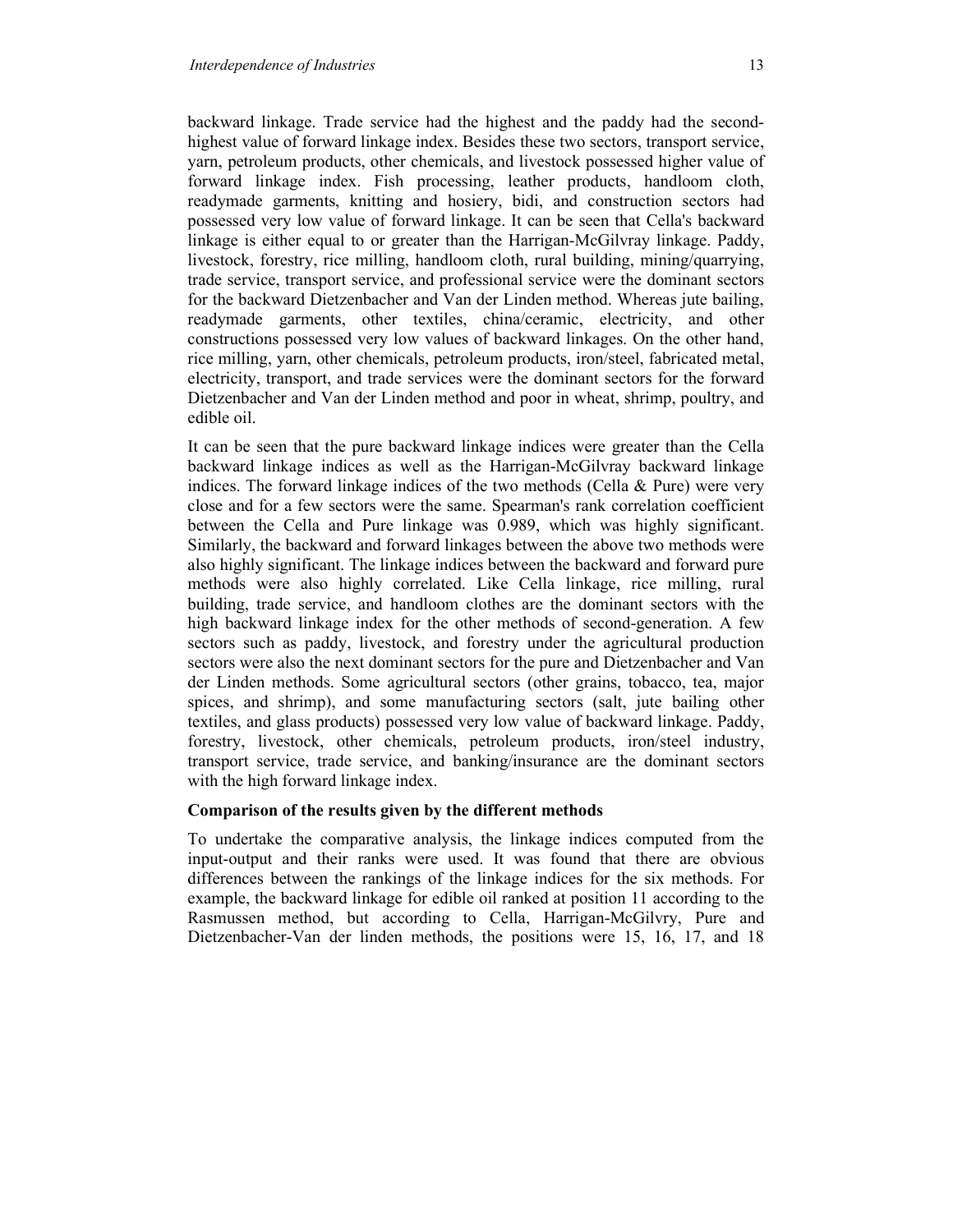backward linkage. Trade service had the highest and the paddy had the second-highest value of forward linkage index. Besides these two sectors, transport service, yarn, petroleum products, other chemicals, and livestock possessed higher value of forward linkage index. Fish processing, leather products, handloom cloth, readymade garments, knitting and hosiery, bidi, and construction sectors had possessed very low value of forward linkage. It can be seen that Cella's backward linkage is either equal to or greater than the Harrigan-McGilvray linkage. Paddy, livestock, forestry, rice milling, handloom cloth, rural building, mining/quarrying, trade service, transport service, and professional service were the dominant sectors for the backward Dietzenbacher and Van der Linden method. Whereas jute bailing, readymade garments, other textiles, china/ceramic, electricity, and other constructions possessed very low values of backward linkages. On the other hand, rice milling, yarn, other chemicals, petroleum products, iron/steel, fabricated metal, electricity, transport, and trade services were the dominant sectors for the forward Dietzenbacher and Van der Linden method and poor in wheat, shrimp, poultry, and edible oil.

It can be seen that the pure backward linkage indices were greater than the Cella backward linkage indices as well as the Harrigan-McGilvray backward linkage indices. The forward linkage indices of the two methods (Cella & Pure) were very close and for a few sectors were the same. Spearman's rank correlation coefficient between the Cella and Pure linkage was 0.989, which was highly significant. Similarly, the backward and forward linkages between the above two methods were also highly significant. The linkage indices between the backward and forward pure methods were also highly correlated. Like Cella linkage, rice milling, rural building, trade service, and handloom clothes are the dominant sectors with the high backward linkage index for the other methods of second-generation. A few sectors such as paddy, livestock, and forestry under the agricultural production sectors were also the next dominant sectors for the pure and Dietzenbacher and Van der Linden methods. Some agricultural sectors (other grains, tobacco, tea, major spices, and shrimp), and some manufacturing sectors (salt, jute bailing other textiles, and glass products) possessed very low value of backward linkage. Paddy, forestry, livestock, other chemicals, petroleum products, iron/steel industry, transport service, trade service, and banking/insurance are the dominant sectors with the high forward linkage index.

**Comparison of the results given by the different methods**

To undertake the comparative analysis, the linkage indices computed from the input-output and their ranks were used. It was found that there are obvious differences between the rankings of the linkage indices for the six methods. For example, the backward linkage for edible oil ranked at position 11 according to the Rasmussen method, but according to Cella, Harrigan-McGilvry, Pure and Dietzenbacher-Van der linden methods, the positions were 15, 16, 17, and 18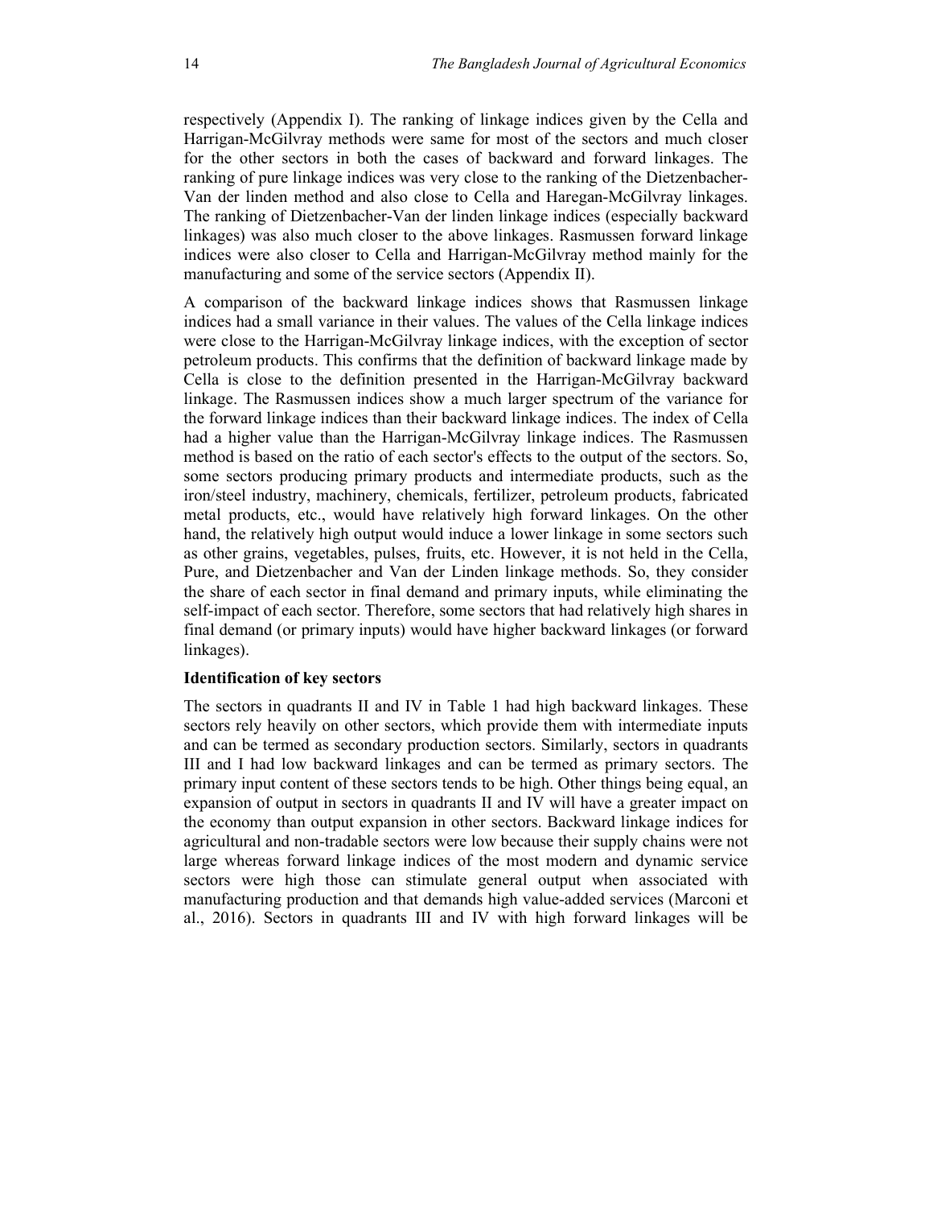respectively (Appendix I). The ranking of linkage indices given by the Cella and Harrigan-McGilvray methods were same for most of the sectors and much closer for the other sectors in both the cases of backward and forward linkages. The ranking of pure linkage indices was very close to the ranking of the Dietzenbacher-Van der linden method and also close to Cella and Haregan-McGilvray linkages. The ranking of Dietzenbacher-Van der linden linkage indices (especially backward linkages) was also much closer to the above linkages. Rasmussen forward linkage indices were also closer to Cella and Harrigan-McGilvray method mainly for the manufacturing and some of the service sectors (Appendix II).

A comparison of the backward linkage indices shows that Rasmussen linkage indices had a small variance in their values. The values of the Cella linkage indices were close to the Harrigan-McGilvray linkage indices, with the exception of sector petroleum products. This confirms that the definition of backward linkage made by Cella is close to the definition presented in the Harrigan-McGilvray backward linkage. The Rasmussen indices show a much larger spectrum of the variance for the forward linkage indices than their backward linkage indices. The index of Cella had a higher value than the Harrigan-McGilvray linkage indices. The Rasmussen method is based on the ratio of each sector's effects to the output of the sectors. So, some sectors producing primary products and intermediate products, such as the iron/steel industry, machinery, chemicals, fertilizer, petroleum products, fabricated metal products, etc., would have relatively high forward linkages. On the other hand, the relatively high output would induce a lower linkage in some sectors such as other grains, vegetables, pulses, fruits, etc. However, it is not held in the Cella, Pure, and Dietzenbacher and Van der Linden linkage methods. So, they consider the share of each sector in final demand and primary inputs, while eliminating the self-impact of each sector. Therefore, some sectors that had relatively high shares in final demand (or primary inputs) would have higher backward linkages (or forward linkages).

**Identification of key sectors**

The sectors in quadrants II and IV in Table 1 had high backward linkages. These sectors rely heavily on other sectors, which provide them with intermediate inputs and can be termed as secondary production sectors. Similarly, sectors in quadrants III and I had low backward linkages and can be termed as primary sectors. The primary input content of these sectors tends to be high. Other things being equal, an expansion of output in sectors in quadrants II and IV will have a greater impact on the economy than output expansion in other sectors. Backward linkage indices for agricultural and non-tradable sectors were low because their supply chains were not large whereas forward linkage indices of the most modern and dynamic service sectors were high those can stimulate general output when associated with manufacturing production and that demands high value-added services (Marconi et al., 2016). Sectors in quadrants III and IV with high forward linkages will be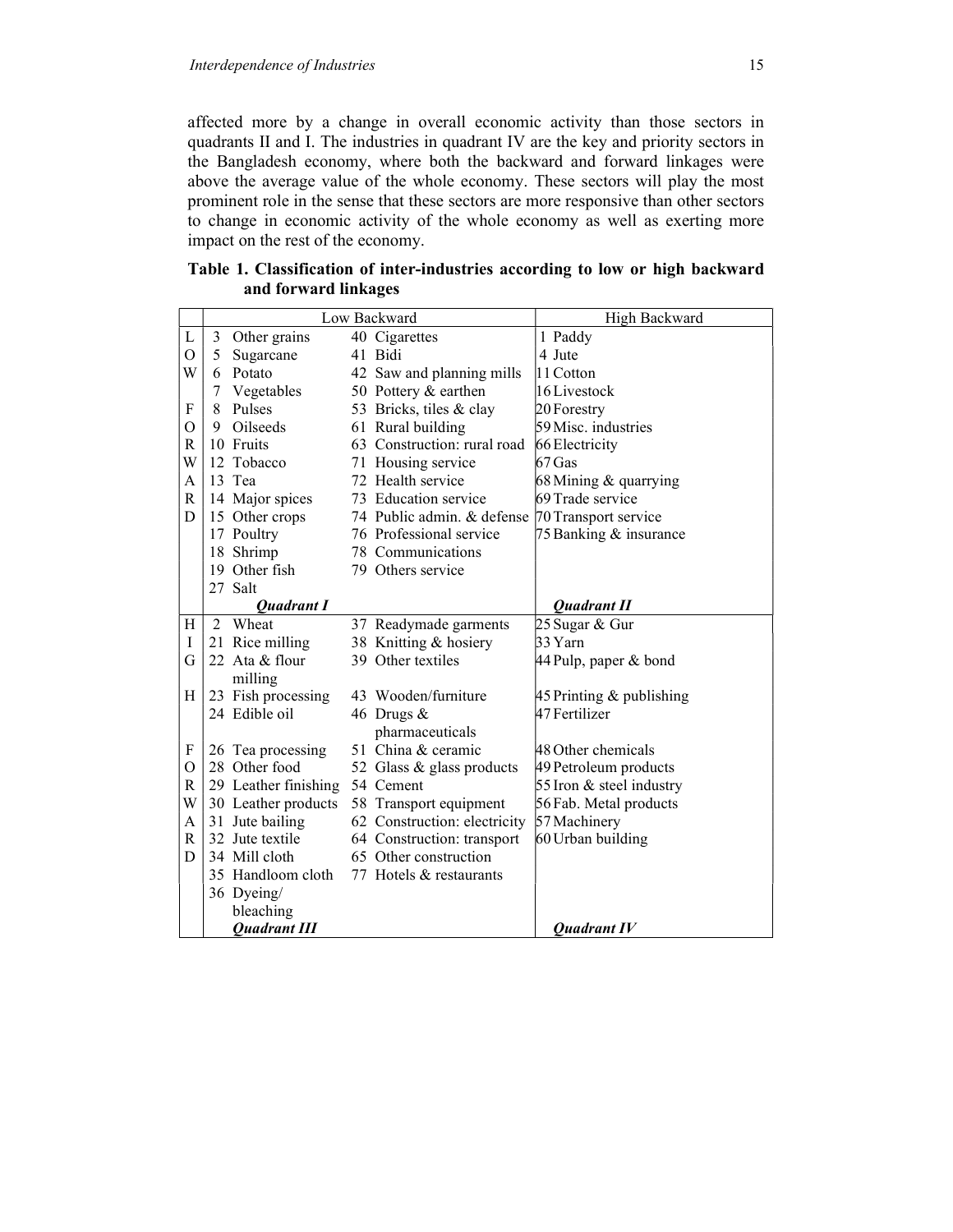affected more by a change in overall economic activity than those sectors in quadrants II and I. The industries in quadrant IV are the key and priority sectors in the Bangladesh economy, where both the backward and forward linkages were above the average value of the whole economy. These sectors will play the most prominent role in the sense that these sectors are more responsive than other sectors to change in economic activity of the whole economy as well as exerting more impact on the rest of the economy.

**Table 1. Classification of inter-industries according to low or high backward and forward linkages**

| | Low Backward | | High Backward |
|---|---|---|---|
| **LOW FORWARD** | 3 Other grains | 40 Cigarettes | 1 Paddy |
| | 5 Sugarcane | 41 Bidi | 4 Jute |
| | 6 Potato | 42 Saw and planning mills | 11 Cotton |
| | 7 Vegetables | 50 Pottery & earthen | 16 Livestock |
| | 8 Pulses | 53 Bricks, tiles & clay | 20 Forestry |
| | 9 Oilseeds | 61 Rural building | 59 Misc. industries |
| | 10 Fruits | 63 Construction: rural road | 66 Electricity |
| | 12 Tobacco | 71 Housing service | 67 Gas |
| | 13 Tea | 72 Health service | 68 Mining & quarrying |
| | 14 Major spices | 73 Education service | 69 Trade service |
| | 15 Other crops | 74 Public admin. & defense | 70 Transport service |
| | 17 Poultry | 76 Professional service | 75 Banking & insurance |
| | 18 Shrimp | 78 Communications | |
| | 19 Other fish | 79 Others service | |
| | 27 Salt | | |
| | ***Quadrant I*** | | ***Quadrant II*** |
| **HIGH FORWARD** | 2 Wheat | 37 Readymade garments | 25 Sugar & Gur |
| | 21 Rice milling | 38 Knitting & hosiery | 33 Yarn |
| | 22 Ata & flour milling | 39 Other textiles | 44 Pulp, paper & bond |
| | 23 Fish processing | 43 Wooden/furniture | 45 Printing & publishing |
| | 24 Edible oil | 46 Drugs & pharmaceuticals | 47 Fertilizer |
| | 26 Tea processing | 51 China & ceramic | 48 Other chemicals |
| | 28 Other food | 52 Glass & glass products | 49 Petroleum products |
| | 29 Leather finishing | 54 Cement | 55 Iron & steel industry |
| | 30 Leather products | 58 Transport equipment | 56 Fab. Metal products |
| | 31 Jute bailing | 62 Construction: electricity | 57 Machinery |
| | 32 Jute textile | 64 Construction: transport | 60 Urban building |
| | 34 Mill cloth | 65 Other construction | |
| | 35 Handloom cloth | 77 Hotels & restaurants | |
| | 36 Dyeing/ bleaching | | |
| | ***Quadrant III*** | | ***Quadrant IV*** |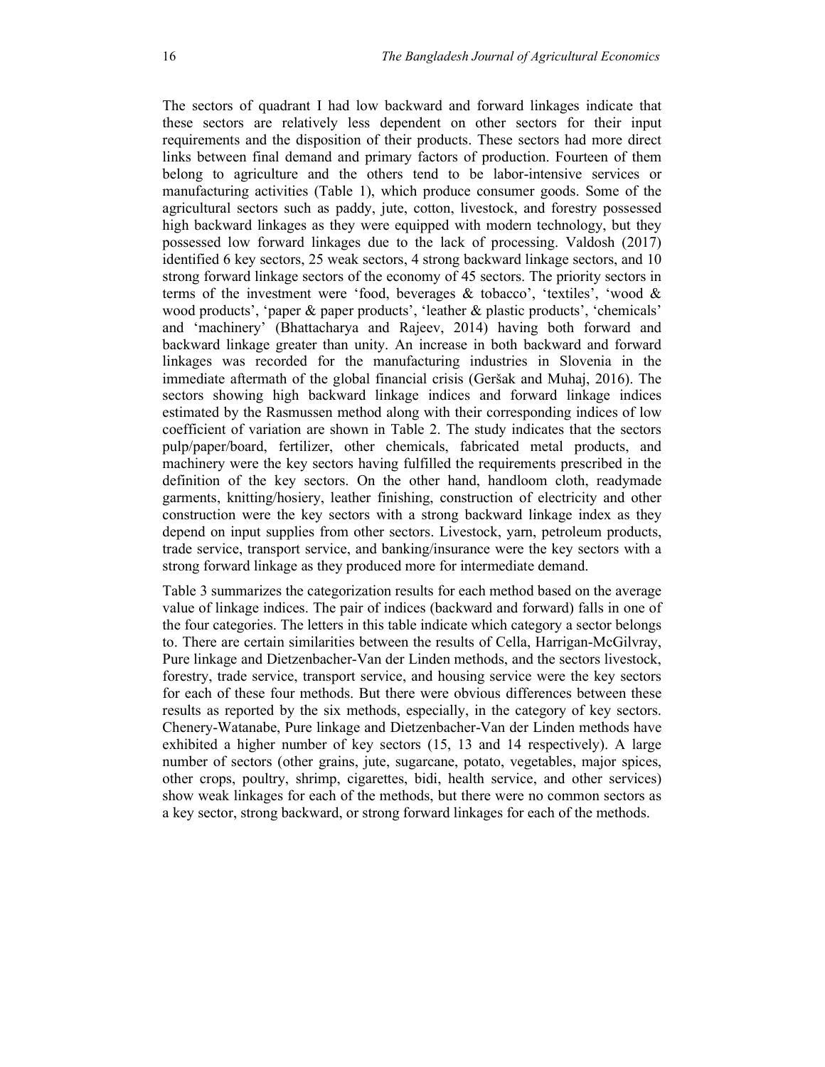The sectors of quadrant I had low backward and forward linkages indicate that these sectors are relatively less dependent on other sectors for their input requirements and the disposition of their products. These sectors had more direct links between final demand and primary factors of production. Fourteen of them belong to agriculture and the others tend to be labor-intensive services or manufacturing activities (Table 1), which produce consumer goods. Some of the agricultural sectors such as paddy, jute, cotton, livestock, and forestry possessed high backward linkages as they were equipped with modern technology, but they possessed low forward linkages due to the lack of processing. Valdosh (2017) identified 6 key sectors, 25 weak sectors, 4 strong backward linkage sectors, and 10 strong forward linkage sectors of the economy of 45 sectors. The priority sectors in terms of the investment were 'food, beverages & tobacco', 'textiles', 'wood & wood products', 'paper & paper products', 'leather & plastic products', 'chemicals' and 'machinery' (Bhattacharya and Rajeev, 2014) having both forward and backward linkage greater than unity. An increase in both backward and forward linkages was recorded for the manufacturing industries in Slovenia in the immediate aftermath of the global financial crisis (Geršak and Muhaj, 2016). The sectors showing high backward linkage indices and forward linkage indices estimated by the Rasmussen method along with their corresponding indices of low coefficient of variation are shown in Table 2. The study indicates that the sectors pulp/paper/board, fertilizer, other chemicals, fabricated metal products, and machinery were the key sectors having fulfilled the requirements prescribed in the definition of the key sectors. On the other hand, handloom cloth, readymade garments, knitting/hosiery, leather finishing, construction of electricity and other construction were the key sectors with a strong backward linkage index as they depend on input supplies from other sectors. Livestock, yarn, petroleum products, trade service, transport service, and banking/insurance were the key sectors with a strong forward linkage as they produced more for intermediate demand.

Table 3 summarizes the categorization results for each method based on the average value of linkage indices. The pair of indices (backward and forward) falls in one of the four categories. The letters in this table indicate which category a sector belongs to. There are certain similarities between the results of Cella, Harrigan-McGilvray, Pure linkage and Dietzenbacher-Van der Linden methods, and the sectors livestock, forestry, trade service, transport service, and housing service were the key sectors for each of these four methods. But there were obvious differences between these results as reported by the six methods, especially, in the category of key sectors. Chenery-Watanabe, Pure linkage and Dietzenbacher-Van der Linden methods have exhibited a higher number of key sectors (15, 13 and 14 respectively). A large number of sectors (other grains, jute, sugarcane, potato, vegetables, major spices, other crops, poultry, shrimp, cigarettes, bidi, health service, and other services) show weak linkages for each of the methods, but there were no common sectors as a key sector, strong backward, or strong forward linkages for each of the methods.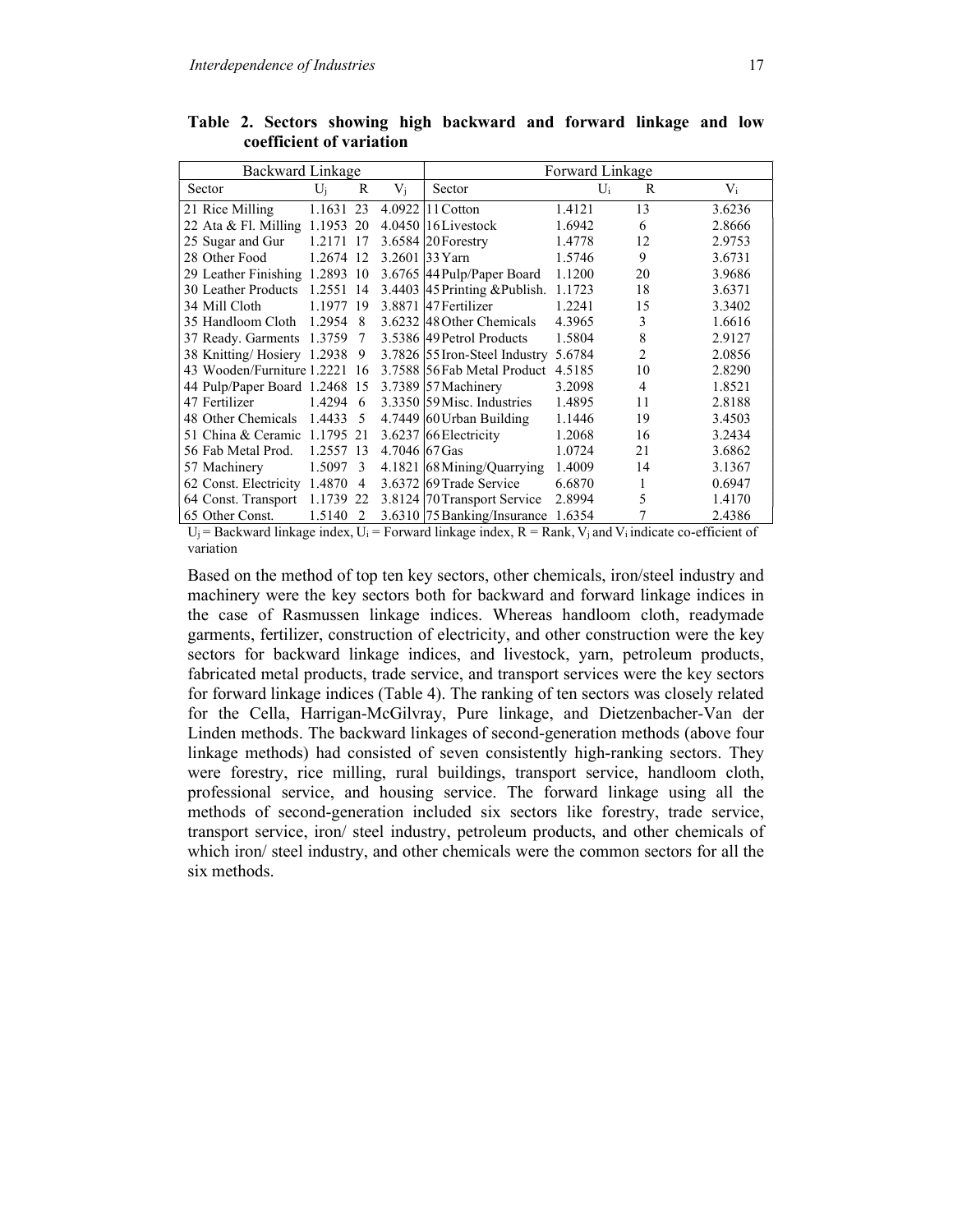**Table 2. Sectors showing high backward and forward linkage and low coefficient of variation**

| Backward Linkage | | | | Forward Linkage | | | |
|---|---|---|---|---|---|---|---|
| Sector | $U_j$ | R | $V_j$ | Sector | $U_i$ | R | $V_i$ |
| 21 Rice Milling | 1.1631 | 23 | 4.0922 | 11 Cotton | 1.4121 | 13 | 3.6236 |
| 22 Ata & Fl. Milling | 1.1953 | 20 | 4.0450 | 16 Livestock | 1.6942 | 6 | 2.8666 |
| 25 Sugar and Gur | 1.2171 | 17 | 3.6584 | 20 Forestry | 1.4778 | 12 | 2.9753 |
| 28 Other Food | 1.2674 | 12 | 3.2601 | 33 Yarn | 1.5746 | 9 | 3.6731 |
| 29 Leather Finishing | 1.2893 | 10 | 3.6765 | 44 Pulp/Paper Board | 1.1200 | 20 | 3.9686 |
| 30 Leather Products | 1.2551 | 14 | 3.4403 | 45 Printing &Publish. | 1.1723 | 18 | 3.6371 |
| 34 Mill Cloth | 1.1977 | 19 | 3.8871 | 47 Fertilizer | 1.2241 | 15 | 3.3402 |
| 35 Handloom Cloth | 1.2954 | 8 | 3.6232 | 48 Other Chemicals | 4.3965 | 3 | 1.6616 |
| 37 Ready. Garments | 1.3759 | 7 | 3.5386 | 49 Petrol Products | 1.5804 | 8 | 2.9127 |
| 38 Knitting/ Hosiery | 1.2938 | 9 | 3.7826 | 55 Iron-Steel Industry | 5.6784 | 2 | 2.0856 |
| 43 Wooden/Furniture | 1.2221 | 16 | 3.7588 | 56 Fab Metal Product | 4.5185 | 10 | 2.8290 |
| 44 Pulp/Paper Board | 1.2468 | 15 | 3.7389 | 57 Machinery | 3.2098 | 4 | 1.8521 |
| 47 Fertilizer | 1.4294 | 6 | 3.3350 | 59 Misc. Industries | 1.4895 | 11 | 2.8188 |
| 48 Other Chemicals | 1.4433 | 5 | 4.7449 | 60 Urban Building | 1.1446 | 19 | 3.4503 |
| 51 China & Ceramic | 1.1795 | 21 | 3.6237 | 66 Electricity | 1.2068 | 16 | 3.2434 |
| 56 Fab Metal Prod. | 1.2557 | 13 | 4.7046 | 67 Gas | 1.0724 | 21 | 3.6862 |
| 57 Machinery | 1.5097 | 3 | 4.1821 | 68 Mining/Quarrying | 1.4009 | 14 | 3.1367 |
| 62 Const. Electricity | 1.4870 | 4 | 3.6372 | 69 Trade Service | 6.6870 | 1 | 0.6947 |
| 64 Const. Transport | 1.1739 | 22 | 3.8124 | 70 Transport Service | 2.8994 | 5 | 1.4170 |
| 65 Other Const. | 1.5140 | 2 | 3.6310 | 75 Banking/Insurance | 1.6354 | 7 | 2.4386 |

$U_j$ = Backward linkage index, $U_i$ = Forward linkage index, R = Rank, $V_j$ and $V_i$ indicate co-efficient of variation

Based on the method of top ten key sectors, other chemicals, iron/steel industry and machinery were the key sectors both for backward and forward linkage indices in the case of Rasmussen linkage indices. Whereas handloom cloth, readymade garments, fertilizer, construction of electricity, and other construction were the key sectors for backward linkage indices, and livestock, yarn, petroleum products, fabricated metal products, trade service, and transport services were the key sectors for forward linkage indices (Table 4). The ranking of ten sectors was closely related for the Cella, Harrigan-McGilvray, Pure linkage, and Dietzenbacher-Van der Linden methods. The backward linkages of second-generation methods (above four linkage methods) had consisted of seven consistently high-ranking sectors. They were forestry, rice milling, rural buildings, transport service, handloom cloth, professional service, and housing service. The forward linkage using all the methods of second-generation included six sectors like forestry, trade service, transport service, iron/ steel industry, petroleum products, and other chemicals of which iron/ steel industry, and other chemicals were the common sectors for all the six methods.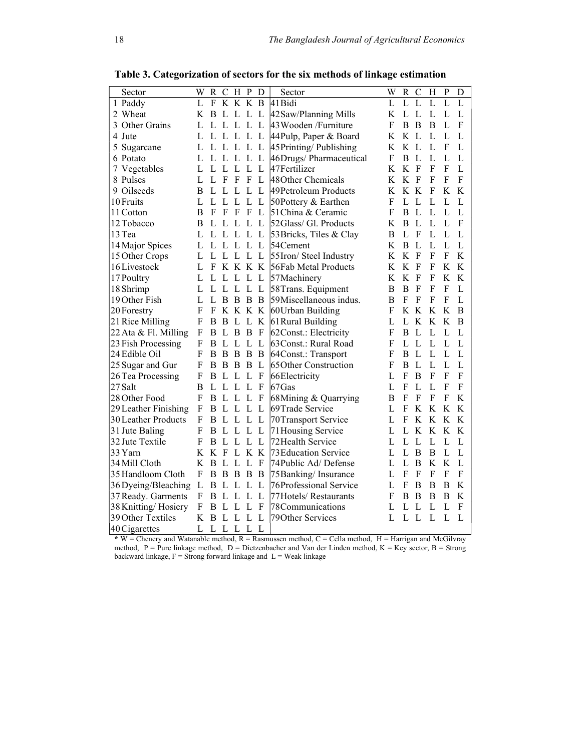**Table 3. Categorization of sectors for the six methods of linkage estimation**

| Sector | W | R | C | H | P | D | Sector | W | R | C | H | P | D |
|---|---|---|---|---|---|---|---|---|---|---|---|---|---|
| 1 Paddy | L | F | K | K | K | B | 41 Bidi | L | L | L | L | L | L |
| 2 Wheat | K | B | L | L | L | L | 42 Saw/Planning Mills | K | L | L | L | L | L |
| 3 Other Grains | L | L | L | L | L | L | 43 Wooden /Furniture | F | B | B | B | L | F |
| 4 Jute | L | L | L | L | L | L | 44 Pulp, Paper & Board | K | K | L | L | L | L |
| 5 Sugarcane | L | L | L | L | L | L | 45 Printing/ Publishing | K | K | L | L | F | L |
| 6 Potato | L | L | L | L | L | L | 46 Drugs/ Pharmaceutical | F | B | L | L | L | L |
| 7 Vegetables | L | L | L | L | L | L | 47 Fertilizer | K | K | F | F | F | L |
| 8 Pulses | L | L | F | F | F | L | 48 Other Chemicals | K | K | F | F | F | F |
| 9 Oilseeds | B | L | L | L | L | L | 49 Petroleum Products | K | K | K | F | K | K |
| 10 Fruits | L | L | L | L | L | L | 50 Pottery & Earthen | F | L | L | L | L | L |
| 11 Cotton | B | F | F | F | F | L | 51 China & Ceramic | F | B | L | L | L | L |
| 12 Tobacco | B | L | L | L | L | L | 52 Glass/ Gl. Products | K | B | L | L | L | F |
| 13 Tea | L | L | L | L | L | L | 53 Bricks, Tiles & Clay | B | L | F | L | L | L |
| 14 Major Spices | L | L | L | L | L | L | 54 Cement | K | B | L | L | L | L |
| 15 Other Crops | L | L | L | L | L | L | 55 Iron/ Steel Industry | K | K | F | F | F | K |
| 16 Livestock | L | F | K | K | K | K | 56 Fab Metal Products | K | K | F | F | K | K |
| 17 Poultry | L | L | L | L | L | L | 57 Machinery | K | K | F | F | K | K |
| 18 Shrimp | L | L | L | L | L | L | 58 Trans. Equipment | B | B | F | F | F | L |
| 19 Other Fish | L | L | B | B | B | B | 59 Miscellaneous indus. | B | F | F | F | F | L |
| 20 Forestry | F | F | K | K | K | K | 60 Urban Building | F | K | K | K | K | B |
| 21 Rice Milling | F | B | B | L | L | K | 61 Rural Building | L | L | K | K | K | B |
| 22 Ata & Fl. Milling | F | B | L | B | B | F | 62 Const.: Electricity | F | B | L | L | L | L |
| 23 Fish Processing | F | B | L | L | L | L | 63 Const.: Rural Road | F | L | L | L | L | L |
| 24 Edible Oil | F | B | B | B | B | B | 64 Const.: Transport | F | B | L | L | L | L |
| 25 Sugar and Gur | F | B | B | B | B | L | 65 Other Construction | F | B | L | L | L | L |
| 26 Tea Processing | F | B | L | L | L | F | 66 Electricity | L | F | B | F | F | F |
| 27 Salt | B | L | L | L | L | F | 67 Gas | L | F | L | L | F | F |
| 28 Other Food | F | B | L | L | L | F | 68 Mining & Quarrying | B | F | F | F | F | K |
| 29 Leather Finishing | F | B | L | L | L | L | 69 Trade Service | L | F | K | K | K | K |
| 30 Leather Products | F | B | L | L | L | L | 70 Transport Service | L | F | K | K | K | K |
| 31 Jute Baling | F | B | L | L | L | L | 71 Housing Service | L | L | K | K | K | K |
| 32 Jute Textile | F | B | L | L | L | L | 72 Health Service | L | L | L | L | L | L |
| 33 Yarn | K | K | F | L | K | K | 73 Education Service | L | L | B | B | L | L |
| 34 Mill Cloth | K | B | L | L | L | F | 74 Public Ad/ Defense | L | L | B | K | K | L |
| 35 Handloom Cloth | F | B | B | B | B | B | 75 Banking/ Insurance | L | F | F | F | F | F |
| 36 Dyeing/Bleaching | L | B | L | L | L | L | 76 Professional Service | L | F | B | B | B | K |
| 37 Ready. Garments | F | B | L | L | L | L | 77 Hotels/ Restaurants | F | B | B | B | B | K |
| 38 Knitting/ Hosiery | F | B | L | L | L | F | 78 Communications | L | L | L | L | L | F |
| 39 Other Textiles | K | B | L | L | L | L | 79 Other Services | L | L | L | L | L | L |
| 40 Cigarettes | L | L | L | L | L | L | | | | | | | |

* W = Chenery and Watanable method, R = Rasmussen method, C = Cella method, H = Harrigan and McGilvray method, P = Pure linkage method, D = Dietzenbacher and Van der Linden method, K = Key sector, B = Strong backward linkage, F = Strong forward linkage and L = Weak linkage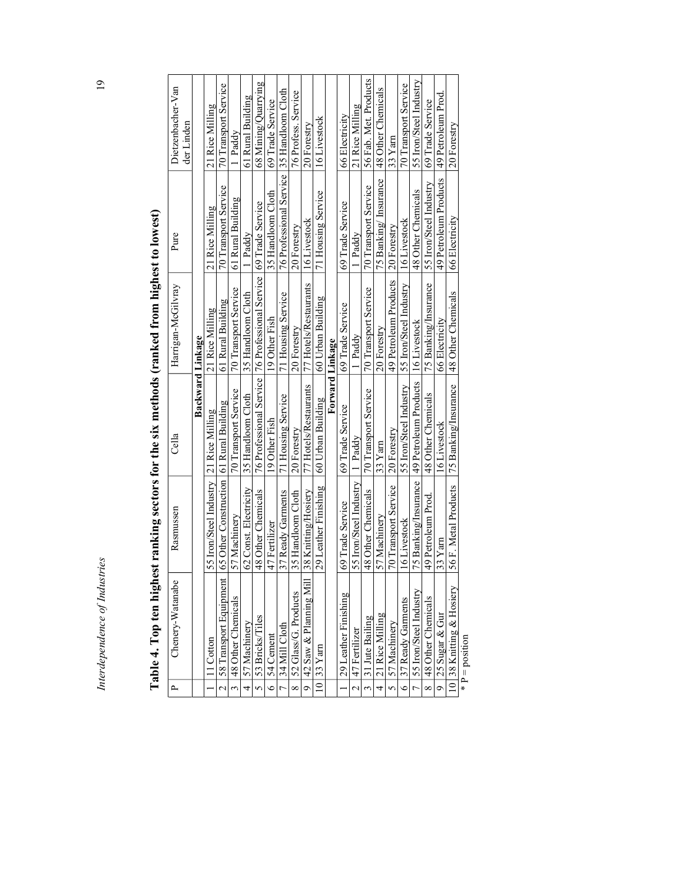**Table 4. Top ten highest ranking sectors for the six methods (ranked from highest to lowest)**

| P | Chenery-Watanabe | Rasmussen | Cella | Harrigan-McGilvray | Pure | Dietzenbacher-Van der Linden |
|---|---|---|---|---|---|---|
| | | | **Backward Linkage** | | | |
| 1 | 11 Cotton | 55 Iron/Steel Industry | 21 Rice Milling | 21 Rice Milling | 21 Rice Milling | 21 Rice Milling |
| 2 | 58 Transport Equipment | 65 Other Construction | 61 Rural Building | 61 Rural Building | 70 Transport Service | 70 Transport Service |
| 3 | 48 Other Chemicals | 57 Machinery | 70 Transport Service | 70 Transport Service | 61 Rural Building | 1 Paddy |
| 4 | 57 Machinery | 62 Const. Electricity | 35 Handloom Cloth | 35 Handloom Cloth | 1 Paddy | 61 Rural Building |
| 5 | 53 Bricks/Tiles | 48 Other Chemicals | 76 Professional Service | 76 Professional Service | 69 Trade Service | 68 Mining/Quarrying |
| 6 | 54 Cement | 47 Fertilizer | 19 Other Fish | 19 Other Fish | 35 Handloom Cloth | 69 Trade Service |
| 7 | 34 Mill Cloth | 37 Ready Garments | 71 Housing Service | 71 Housing Service | 76 Professional Service | 35 Handloom Cloth |
| 8 | 52 Glass/G. Products | 35 Handloom Cloth | 20 Forestry | 20 Forestry | 20 Forestry | 76 Profess. Service |
| 9 | 42 Saw & Planning Mill | 38 Knitting/Hosiery | 77 Hotels/Restaurants | 77 Hotels/Restaurants | 16 Livestock | 20 Forestry |
| 10 | 33 Yarn | 29 Leather Finishing | 60 Urban Building | 60 Urban Building | 71 Housing Service | 16 Livestock |
| | | | **Forward Linkage** | | | |
| 1 | 29 Leather Finishing | 69 Trade Service | 69 Trade Service | 69 Trade Service | 69 Trade Service | 66 Electricity |
| 2 | 47 Fertilizer | 55 Iron/Steel Industry | 1 Paddy | 1 Paddy | 1 Paddy | 21 Rice Milling |
| 3 | 31 Jute Bailing | 48 Other Chemicals | 70 Transport Service | 70 Transport Service | 70 Transport Service | 56 Fab. Met. Products |
| 4 | 21 Rice Milling | 57 Machinery | 33 Yarn | 20 Forestry | 75 Banking/ Insurance | 48 Other Chemicals |
| 5 | 57 Machinery | 70 Transport Service | 20 Forestry | 49 Petroleum Products | 20 Forestry | 33 Yarn |
| 6 | 37 Ready Garments | 16 Livestock | 55 Iron/Steel Industry | 55 Iron/Steel Industry | 16 Livestock | 70 Transport Service |
| 7 | 55 Iron/Steel Industry | 75 Banking/Insurance | 49 Petroleum Products | 16 Livestock | 48 Other Chemicals | 55 Iron/Steel Industry |
| 8 | 48 Other Chemicals | 49 Petroleum Prod. | 48 Other Chemicals | 75 Banking/Insurance | 55 Iron/Steel Industry | 69 Trade Service |
| 9 | 25 Sugar & Gur | 33 Yarn | 16 Livestock | 66 Electricity | 49 Petroleum Products | 49 Petroleum Prod. |
| 10 | 38 Knitting & Hosiery | 56 F. Metal Products | 75 Banking/Insurance | 48 Other Chemicals | 66 Electricity | 20 Forestry |

* P = position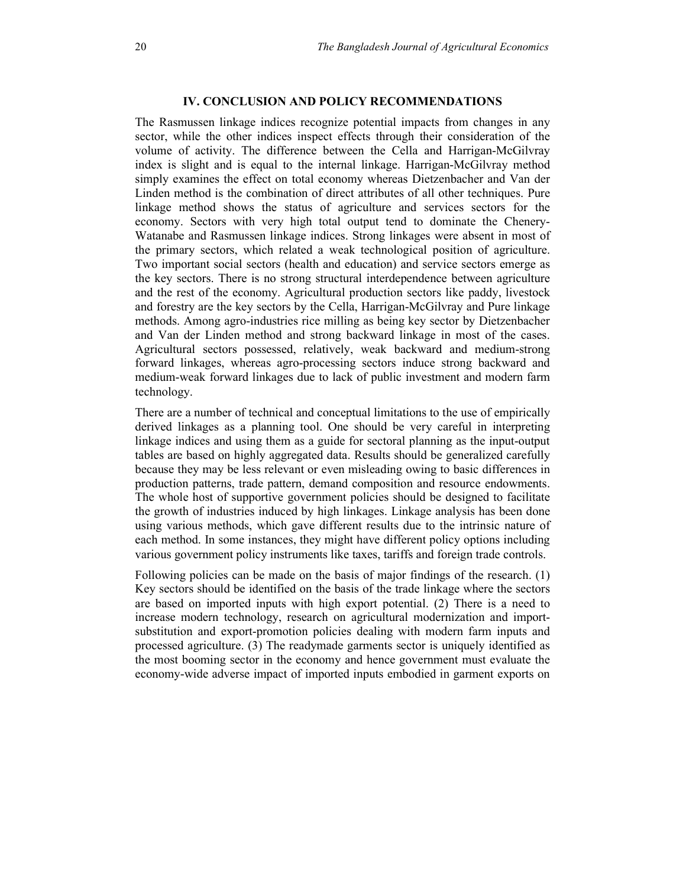## IV. CONCLUSION AND POLICY RECOMMENDATIONS

The Rasmussen linkage indices recognize potential impacts from changes in any sector, while the other indices inspect effects through their consideration of the volume of activity. The difference between the Cella and Harrigan-McGilvray index is slight and is equal to the internal linkage. Harrigan-McGilvray method simply examines the effect on total economy whereas Dietzenbacher and Van der Linden method is the combination of direct attributes of all other techniques. Pure linkage method shows the status of agriculture and services sectors for the economy. Sectors with very high total output tend to dominate the Chenery-Watanabe and Rasmussen linkage indices. Strong linkages were absent in most of the primary sectors, which related a weak technological position of agriculture. Two important social sectors (health and education) and service sectors emerge as the key sectors. There is no strong structural interdependence between agriculture and the rest of the economy. Agricultural production sectors like paddy, livestock and forestry are the key sectors by the Cella, Harrigan-McGilvray and Pure linkage methods. Among agro-industries rice milling as being key sector by Dietzenbacher and Van der Linden method and strong backward linkage in most of the cases. Agricultural sectors possessed, relatively, weak backward and medium-strong forward linkages, whereas agro-processing sectors induce strong backward and medium-weak forward linkages due to lack of public investment and modern farm technology.

There are a number of technical and conceptual limitations to the use of empirically derived linkages as a planning tool. One should be very careful in interpreting linkage indices and using them as a guide for sectoral planning as the input-output tables are based on highly aggregated data. Results should be generalized carefully because they may be less relevant or even misleading owing to basic differences in production patterns, trade pattern, demand composition and resource endowments. The whole host of supportive government policies should be designed to facilitate the growth of industries induced by high linkages. Linkage analysis has been done using various methods, which gave different results due to the intrinsic nature of each method. In some instances, they might have different policy options including various government policy instruments like taxes, tariffs and foreign trade controls.

Following policies can be made on the basis of major findings of the research. (1) Key sectors should be identified on the basis of the trade linkage where the sectors are based on imported inputs with high export potential. (2) There is a need to increase modern technology, research on agricultural modernization and import-substitution and export-promotion policies dealing with modern farm inputs and processed agriculture. (3) The readymade garments sector is uniquely identified as the most booming sector in the economy and hence government must evaluate the economy-wide adverse impact of imported inputs embodied in garment exports on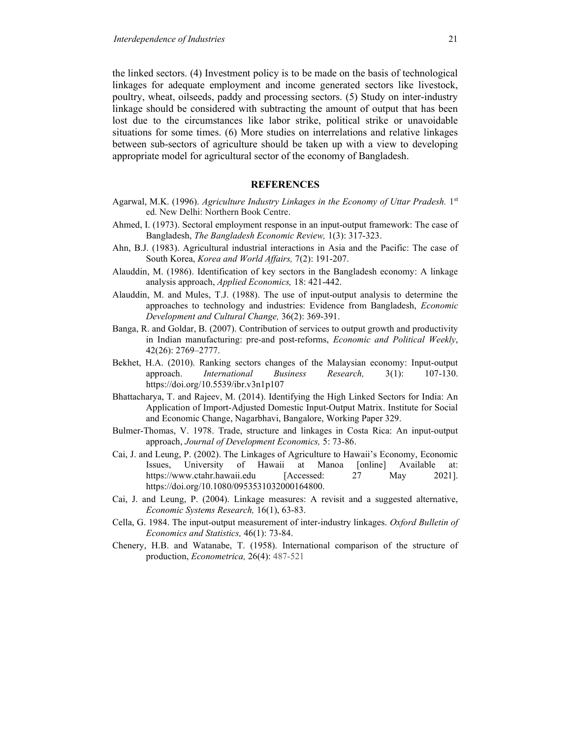the linked sectors. (4) Investment policy is to be made on the basis of technological linkages for adequate employment and income generated sectors like livestock, poultry, wheat, oilseeds, paddy and processing sectors. (5) Study on inter-industry linkage should be considered with subtracting the amount of output that has been lost due to the circumstances like labor strike, political strike or unavoidable situations for some times. (6) More studies on interrelations and relative linkages between sub-sectors of agriculture should be taken up with a view to developing appropriate model for agricultural sector of the economy of Bangladesh.

## REFERENCES

Agarwal, M.K. (1996). *Agriculture Industry Linkages in the Economy of Uttar Pradesh.* 1st ed. New Delhi: Northern Book Centre.

Ahmed, I. (1973). Sectoral employment response in an input-output framework: The case of Bangladesh, *The Bangladesh Economic Review,* 1(3): 317-323.

Ahn, B.J. (1983). Agricultural industrial interactions in Asia and the Pacific: The case of South Korea, *Korea and World Affairs,* 7(2): 191-207.

Alauddin, M. (1986). Identification of key sectors in the Bangladesh economy: A linkage analysis approach, *Applied Economics,* 18: 421-442.

Alauddin, M. and Mules, T.J. (1988). The use of input-output analysis to determine the approaches to technology and industries: Evidence from Bangladesh, *Economic Development and Cultural Change,* 36(2): 369-391.

Banga, R. and Goldar, B. (2007). Contribution of services to output growth and productivity in Indian manufacturing: pre-and post-reforms, *Economic and Political Weekly*, 42(26): 2769–2777.

Bekhet, H.A. (2010). Ranking sectors changes of the Malaysian economy: Input-output approach. *International Business Research,* 3(1): 107-130. https://doi.org/10.5539/ibr.v3n1p107

Bhattacharya, T. and Rajeev, M. (2014). Identifying the High Linked Sectors for India: An Application of Import-Adjusted Domestic Input-Output Matrix. Institute for Social and Economic Change, Nagarbhavi, Bangalore, Working Paper 329.

Bulmer-Thomas, V. 1978. Trade, structure and linkages in Costa Rica: An input-output approach, *Journal of Development Economics,* 5: 73-86.

Cai, J. and Leung, P. (2002). The Linkages of Agriculture to Hawaii's Economy, Economic Issues, University of Hawaii at Manoa [online] Available at: https://www.ctahr.hawaii.edu [Accessed: 27 May 2021]. https://doi.org/10.1080/0953531032000164800.

Cai, J. and Leung, P. (2004). Linkage measures: A revisit and a suggested alternative, *Economic Systems Research,* 16(1), 63-83.

Cella, G. 1984. The input-output measurement of inter-industry linkages. *Oxford Bulletin of Economics and Statistics,* 46(1): 73-84.

Chenery, H.B. and Watanabe, T. (1958). International comparison of the structure of production, *Econometrica,* 26(4): 487-521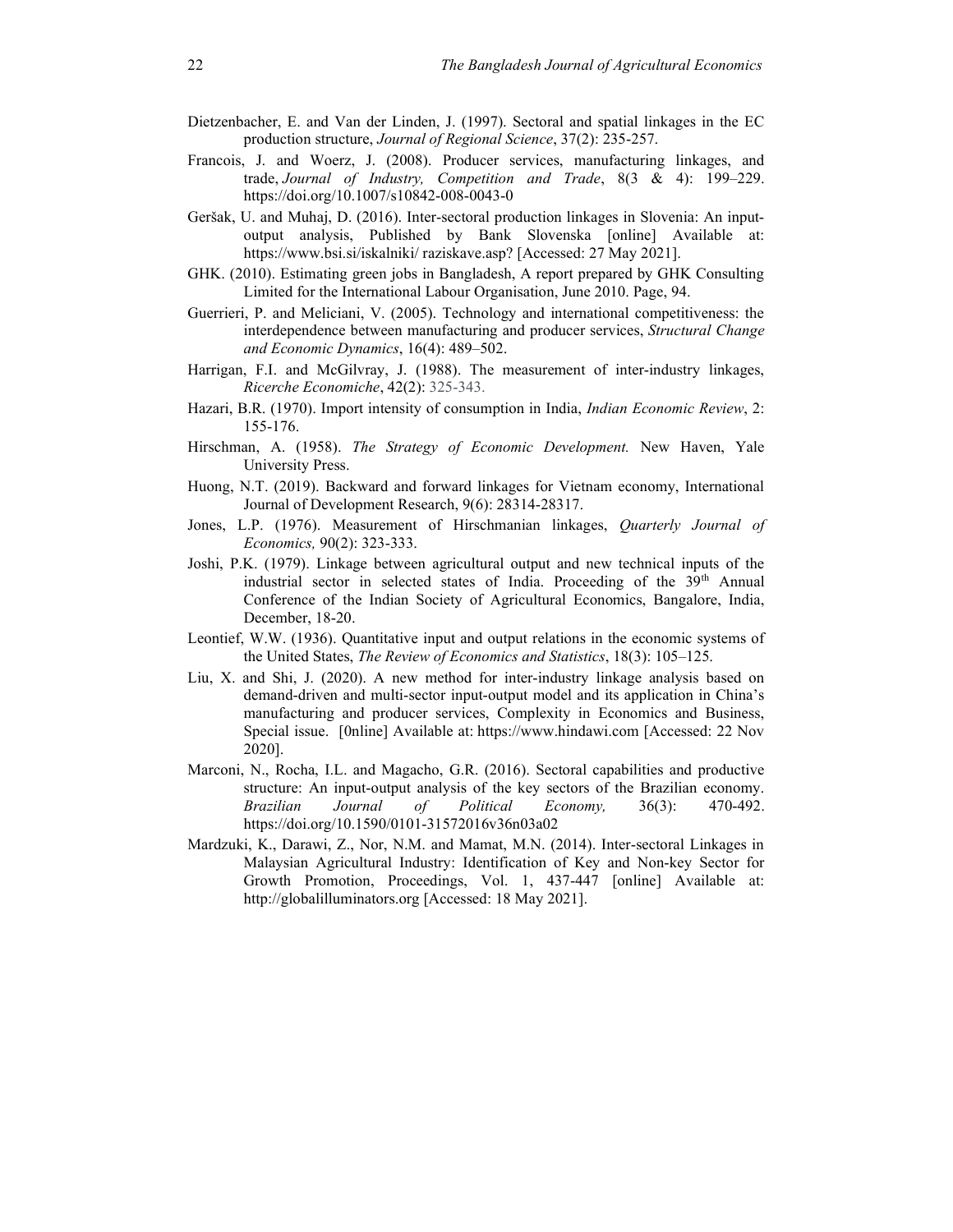Dietzenbacher, E. and Van der Linden, J. (1997). Sectoral and spatial linkages in the EC production structure, *Journal of Regional Science*, 37(2): 235-257.

Francois, J. and Woerz, J. (2008). Producer services, manufacturing linkages, and trade, *Journal of Industry, Competition and Trade*, 8(3 & 4): 199–229. https://doi.org/10.1007/s10842-008-0043-0

Geršak, U. and Muhaj, D. (2016). Inter-sectoral production linkages in Slovenia: An input-output analysis, Published by Bank Slovenska [online] Available at: https://www.bsi.si/iskalniki/ raziskave.asp? [Accessed: 27 May 2021].

GHK. (2010). Estimating green jobs in Bangladesh, A report prepared by GHK Consulting Limited for the International Labour Organisation, June 2010. Page, 94.

Guerrieri, P. and Meliciani, V. (2005). Technology and international competitiveness: the interdependence between manufacturing and producer services, *Structural Change and Economic Dynamics*, 16(4): 489–502.

Harrigan, F.I. and McGilvray, J. (1988). The measurement of inter-industry linkages, *Ricerche Economiche*, 42(2): 325-343.

Hazari, B.R. (1970). Import intensity of consumption in India, *Indian Economic Review*, 2: 155-176.

Hirschman, A. (1958). *The Strategy of Economic Development.* New Haven, Yale University Press.

Huong, N.T. (2019). Backward and forward linkages for Vietnam economy, International Journal of Development Research, 9(6): 28314-28317.

Jones, L.P. (1976). Measurement of Hirschmanian linkages, *Quarterly Journal of Economics,* 90(2): 323-333.

Joshi, P.K. (1979). Linkage between agricultural output and new technical inputs of the industrial sector in selected states of India. Proceeding of the 39th Annual Conference of the Indian Society of Agricultural Economics, Bangalore, India, December, 18-20.

Leontief, W.W. (1936). Quantitative input and output relations in the economic systems of the United States, *The Review of Economics and Statistics*, 18(3): 105–125.

Liu, X. and Shi, J. (2020). A new method for inter-industry linkage analysis based on demand-driven and multi-sector input-output model and its application in China's manufacturing and producer services, Complexity in Economics and Business, Special issue. [0nline] Available at: https://www.hindawi.com [Accessed: 22 Nov 2020].

Marconi, N., Rocha, I.L. and Magacho, G.R. (2016). Sectoral capabilities and productive structure: An input-output analysis of the key sectors of the Brazilian economy. *Brazilian Journal of Political Economy,* 36(3): 470-492. https://doi.org/10.1590/0101-31572016v36n03a02

Mardzuki, K., Darawi, Z., Nor, N.M. and Mamat, M.N. (2014). Inter-sectoral Linkages in Malaysian Agricultural Industry: Identification of Key and Non-key Sector for Growth Promotion, Proceedings, Vol. 1, 437-447 [online] Available at: http://globalilluminators.org [Accessed: 18 May 2021].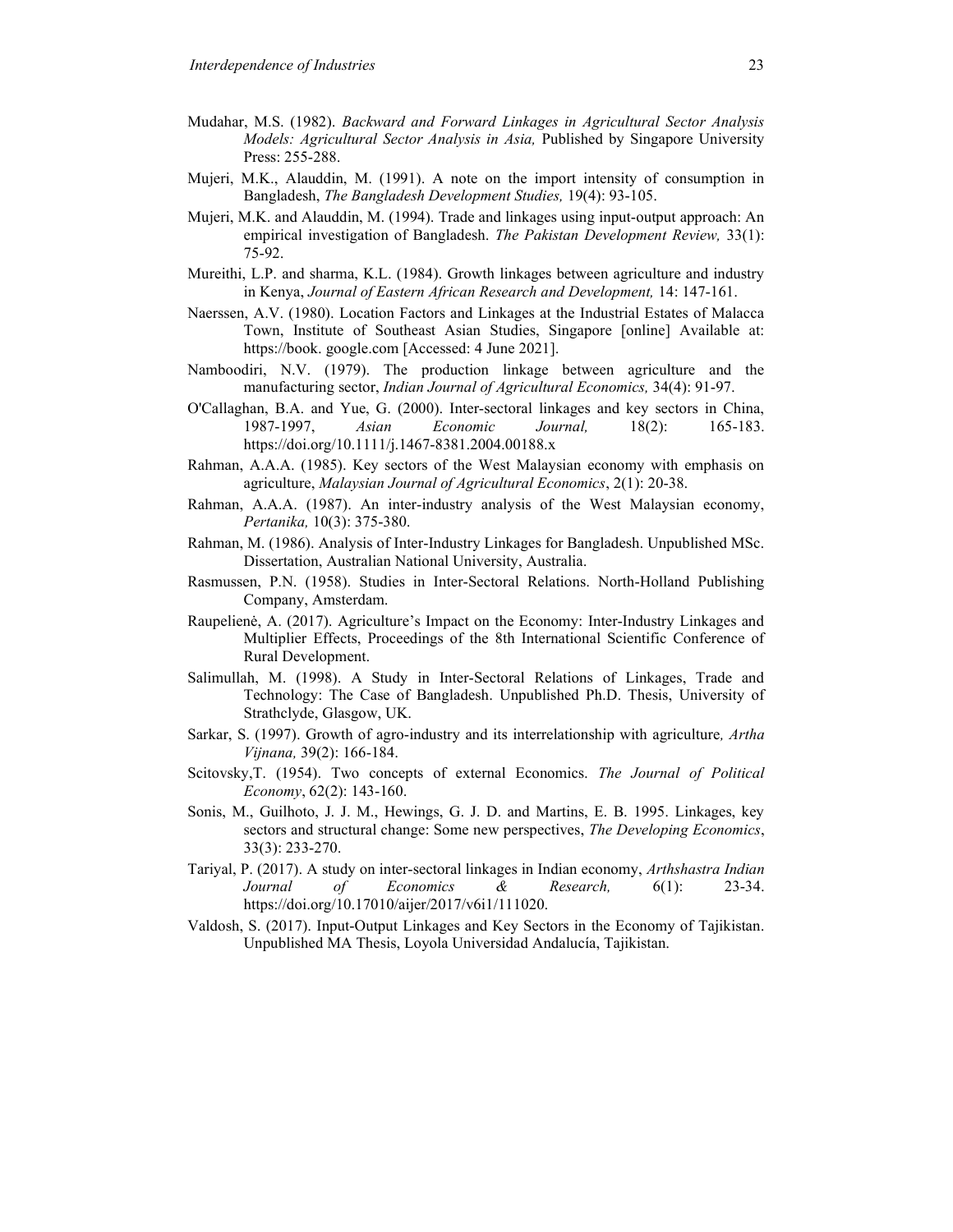Mudahar, M.S. (1982). *Backward and Forward Linkages in Agricultural Sector Analysis Models: Agricultural Sector Analysis in Asia,* Published by Singapore University Press: 255-288.

Mujeri, M.K., Alauddin, M. (1991). A note on the import intensity of consumption in Bangladesh, *The Bangladesh Development Studies,* 19(4): 93-105.

Mujeri, M.K. and Alauddin, M. (1994). Trade and linkages using input-output approach: An empirical investigation of Bangladesh. *The Pakistan Development Review,* 33(1): 75-92.

Mureithi, L.P. and sharma, K.L. (1984). Growth linkages between agriculture and industry in Kenya, *Journal of Eastern African Research and Development,* 14: 147-161.

Naerssen, A.V. (1980). Location Factors and Linkages at the Industrial Estates of Malacca Town, Institute of Southeast Asian Studies, Singapore [online] Available at: https://book. google.com [Accessed: 4 June 2021].

Namboodiri, N.V. (1979). The production linkage between agriculture and the manufacturing sector, *Indian Journal of Agricultural Economics,* 34(4): 91-97.

O'Callaghan, B.A. and Yue, G. (2000). Inter-sectoral linkages and key sectors in China, 1987-1997, *Asian Economic Journal,* 18(2): 165-183. https://doi.org/10.1111/j.1467-8381.2004.00188.x

Rahman, A.A.A. (1985). Key sectors of the West Malaysian economy with emphasis on agriculture, *Malaysian Journal of Agricultural Economics*, 2(1): 20-38.

Rahman, A.A.A. (1987). An inter-industry analysis of the West Malaysian economy, *Pertanika,* 10(3): 375-380.

Rahman, M. (1986). Analysis of Inter-Industry Linkages for Bangladesh. Unpublished MSc. Dissertation, Australian National University, Australia.

Rasmussen, P.N. (1958). Studies in Inter-Sectoral Relations. North-Holland Publishing Company, Amsterdam.

Raupelienė, A. (2017). Agriculture's Impact on the Economy: Inter-Industry Linkages and Multiplier Effects, Proceedings of the 8th International Scientific Conference of Rural Development.

Salimullah, M. (1998). A Study in Inter-Sectoral Relations of Linkages, Trade and Technology: The Case of Bangladesh. Unpublished Ph.D. Thesis, University of Strathclyde, Glasgow, UK.

Sarkar, S. (1997). Growth of agro-industry and its interrelationship with agriculture*, Artha Vijnana,* 39(2): 166-184.

Scitovsky,T. (1954). Two concepts of external Economics. *The Journal of Political Economy*, 62(2): 143-160.

Sonis, M., Guilhoto, J. J. M., Hewings, G. J. D. and Martins, E. B. 1995. Linkages, key sectors and structural change: Some new perspectives, *The Developing Economics*, 33(3): 233-270.

Tariyal, P. (2017). A study on inter-sectoral linkages in Indian economy, *Arthshastra Indian Journal of Economics & Research,* 6(1): 23-34. https://doi.org/10.17010/aijer/2017/v6i1/111020.

Valdosh, S. (2017). Input-Output Linkages and Key Sectors in the Economy of Tajikistan. Unpublished MA Thesis, Loyola Universidad Andalucía, Tajikistan.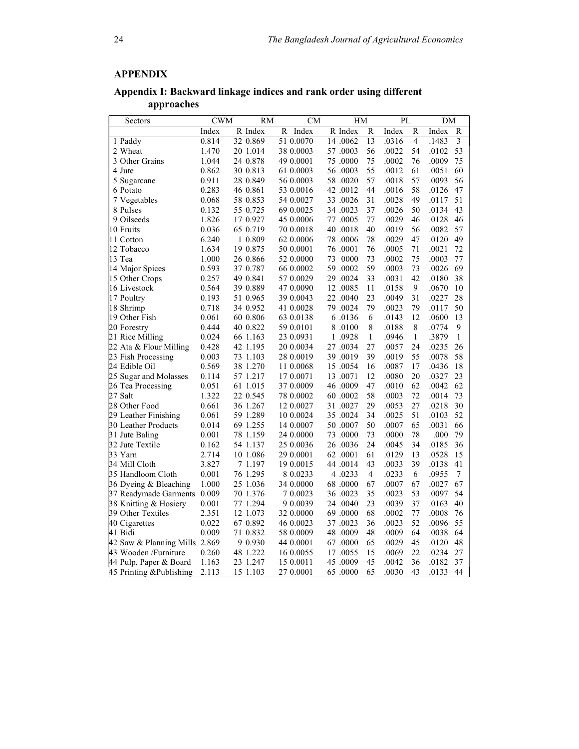## APPENDIX

### Appendix I: Backward linkage indices and rank order using different approaches

| Sectors | CWM | | RM | | CM | | HM | | PL | | DM | |
|---|---|---|---|---|---|---|---|---|---|---|---|---|
| | Index | R | Index | R | Index | R | Index | R | Index | R | Index | R |
| 1 Paddy | 0.814 | 32 | 0.869 | 51 | 0.0070 | 14 | .0062 | 13 | .0316 | 4 | .1483 | 3 |
| 2 Wheat | 1.470 | 20 | 1.014 | 38 | 0.0003 | 57 | .0003 | 56 | .0022 | 54 | .0102 | 53 |
| 3 Other Grains | 1.044 | 24 | 0.878 | 49 | 0.0001 | 75 | .0000 | 75 | .0002 | 76 | .0009 | 75 |
| 4 Jute | 0.862 | 30 | 0.813 | 61 | 0.0003 | 56 | .0003 | 55 | .0012 | 61 | .0051 | 60 |
| 5 Sugarcane | 0.911 | 28 | 0.849 | 56 | 0.0003 | 58 | .0020 | 57 | .0018 | 57 | .0093 | 56 |
| 6 Potato | 0.283 | 46 | 0.861 | 53 | 0.0016 | 42 | .0012 | 44 | .0016 | 58 | .0126 | 47 |
| 7 Vegetables | 0.068 | 58 | 0.853 | 54 | 0.0027 | 33 | .0026 | 31 | .0028 | 49 | .0117 | 51 |
| 8 Pulses | 0.132 | 55 | 0.725 | 69 | 0.0025 | 34 | .0023 | 37 | .0026 | 50 | .0134 | 43 |
| 9 Oilseeds | 1.826 | 17 | 0.927 | 45 | 0.0006 | 77 | .0005 | 77 | .0029 | 46 | .0128 | 46 |
| 10 Fruits | 0.036 | 65 | 0.719 | 70 | 0.0018 | 40 | .0018 | 40 | .0019 | 56 | .0082 | 57 |
| 11 Cotton | 6.240 | 1 | 0.809 | 62 | 0.0006 | 78 | .0006 | 78 | .0029 | 47 | .0120 | 49 |
| 12 Tobacco | 1.634 | 19 | 0.875 | 50 | 0.0001 | 76 | .0001 | 76 | .0005 | 71 | .0021 | 72 |
| 13 Tea | 1.000 | 26 | 0.866 | 52 | 0.0000 | 73 | 0000 | 73 | .0002 | 75 | .0003 | 77 |
| 14 Major Spices | 0.593 | 37 | 0.787 | 66 | 0.0002 | 59 | .0002 | 59 | .0003 | 73 | .0026 | 69 |
| 15 Other Crops | 0.257 | 49 | 0.841 | 57 | 0.0029 | 29 | .0024 | 33 | .0031 | 42 | .0180 | 38 |
| 16 Livestock | 0.564 | 39 | 0.889 | 47 | 0.0090 | 12 | .0085 | 11 | .0158 | 9 | .0670 | 10 |
| 17 Poultry | 0.193 | 51 | 0.965 | 39 | 0.0043 | 22 | .0040 | 23 | .0049 | 31 | .0227 | 28 |
| 18 Shrimp | 0.718 | 34 | 0.952 | 41 | 0.0028 | 79 | .0024 | 79 | .0023 | 79 | .0117 | 50 |
| 19 Other Fish | 0.061 | 60 | 0.806 | 63 | 0.0138 | 6 | .0136 | 6 | .0143 | 12 | .0600 | 13 |
| 20 Forestry | 0.444 | 40 | 0.822 | 59 | 0.0101 | 8 | .0100 | 8 | .0188 | 8 | .0774 | 9 |
| 21 Rice Milling | 0.024 | 66 | 1.163 | 23 | 0.0931 | 1 | .0928 | 1 | .0946 | 1 | .3879 | 1 |
| 22 Ata & Flour Milling | 0.428 | 42 | 1.195 | 20 | 0.0034 | 27 | .0034 | 27 | .0057 | 24 | .0235 | 26 |
| 23 Fish Processing | 0.003 | 73 | 1.103 | 28 | 0.0019 | 39 | .0019 | 39 | .0019 | 55 | .0078 | 58 |
| 24 Edible Oil | 0.569 | 38 | 1.270 | 11 | 0.0068 | 15 | .0054 | 16 | .0087 | 17 | .0436 | 18 |
| 25 Sugar and Molasses | 0.114 | 57 | 1.217 | 17 | 0.0071 | 13 | .0071 | 12 | .0080 | 20 | .0327 | 23 |
| 26 Tea Processing | 0.051 | 61 | 1.015 | 37 | 0.0009 | 46 | .0009 | 47 | .0010 | 62 | .0042 | 62 |
| 27 Salt | 1.322 | 22 | 0.545 | 78 | 0.0002 | 60 | .0002 | 58 | .0003 | 72 | .0014 | 73 |
| 28 Other Food | 0.661 | 36 | 1.267 | 12 | 0.0027 | 31 | .0027 | 29 | .0053 | 27 | .0218 | 30 |
| 29 Leather Finishing | 0.061 | 59 | 1.289 | 10 | 0.0024 | 35 | .0024 | 34 | .0025 | 51 | .0103 | 52 |
| 30 Leather Products | 0.014 | 69 | 1.255 | 14 | 0.0007 | 50 | .0007 | 50 | .0007 | 65 | .0031 | 66 |
| 31 Jute Baling | 0.001 | 78 | 1.159 | 24 | 0.0000 | 73 | .0000 | 73 | .0000 | 78 | .000 | 79 |
| 32 Jute Textile | 0.162 | 54 | 1.137 | 25 | 0.0036 | 26 | .0036 | 24 | .0045 | 34 | .0185 | 36 |
| 33 Yarn | 2.714 | 10 | 1.086 | 29 | 0.0001 | 62 | .0001 | 61 | .0129 | 13 | .0528 | 15 |
| 34 Mill Cloth | 3.827 | 7 | 1.197 | 19 | 0.0015 | 44 | .0014 | 43 | .0033 | 39 | .0138 | 41 |
| 35 Handloom Cloth | 0.001 | 76 | 1.295 | 8 | 0.0233 | 4 | .0233 | 4 | .0233 | 6 | .0955 | 7 |
| 36 Dyeing & Bleaching | 1.000 | 25 | 1.036 | 34 | 0.0000 | 68 | .0000 | 67 | .0007 | 67 | .0027 | 67 |
| 37 Readymade Garments | 0.009 | 70 | 1.376 | 7 | 0.0023 | 36 | .0023 | 35 | .0023 | 53 | .0097 | 54 |
| 38 Knitting & Hosiery | 0.001 | 77 | 1.294 | 9 | 0.0039 | 24 | .0040 | 23 | .0039 | 37 | .0163 | 40 |
| 39 Other Textiles | 2.351 | 12 | 1.073 | 32 | 0.0000 | 69 | .0000 | 68 | .0002 | 77 | .0008 | 76 |
| 40 Cigarettes | 0.022 | 67 | 0.892 | 46 | 0.0023 | 37 | .0023 | 36 | .0023 | 52 | .0096 | 55 |
| 41 Bidi | 0.009 | 71 | 0.832 | 58 | 0.0009 | 48 | .0009 | 48 | .0009 | 64 | .0038 | 64 |
| 42 Saw & Planning Mills | 2.869 | 9 | 0.930 | 44 | 0.0001 | 67 | .0000 | 65 | .0029 | 45 | .0120 | 48 |
| 43 Wooden /Furniture | 0.260 | 48 | 1.222 | 16 | 0.0055 | 17 | .0055 | 15 | .0069 | 22 | .0234 | 27 |
| 44 Pulp, Paper & Board | 1.163 | 23 | 1.247 | 15 | 0.0011 | 45 | .0009 | 45 | .0042 | 36 | .0182 | 37 |
| 45 Printing &Publishing | 2.113 | 15 | 1.103 | 27 | 0.0001 | 65 | .0000 | 65 | .0030 | 43 | .0133 | 44 |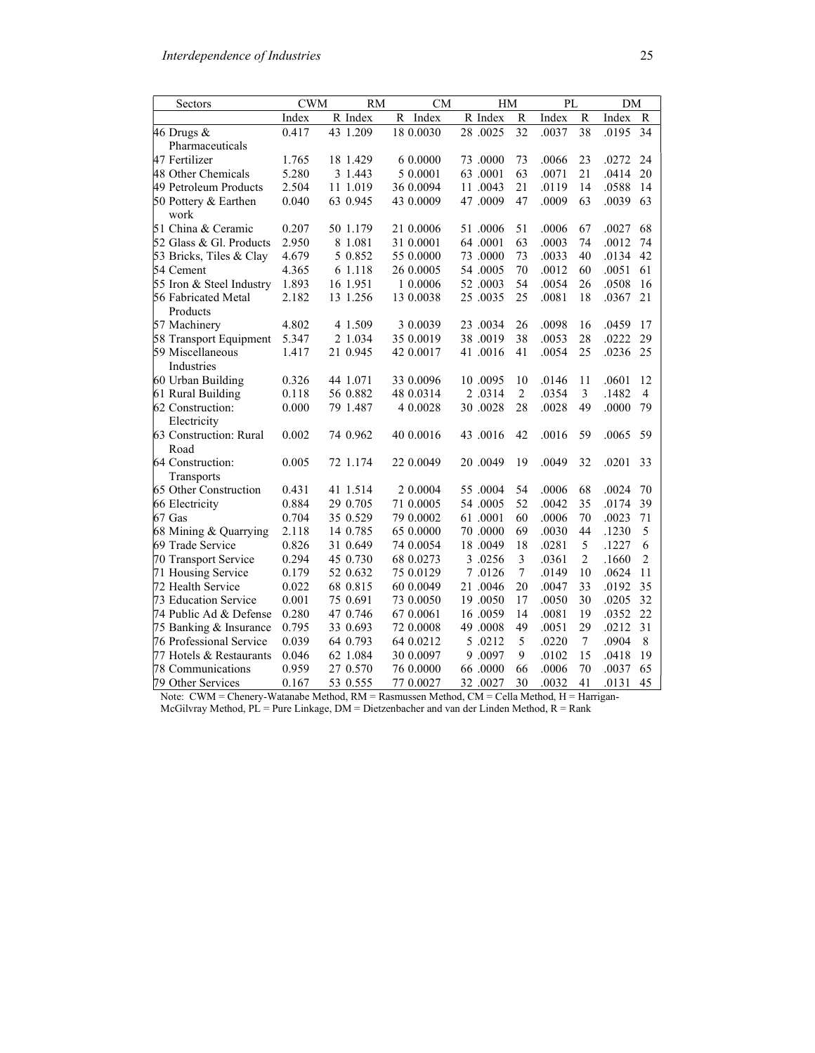| Sectors | CWM | | RM | | CM | | HM | | PL | | DM | |
|---|---|---|---|---|---|---|---|---|---|---|---|---|
| | Index | R | Index | R | Index | R | Index | R | Index | R | Index | R |
| 46 Drugs & Pharmaceuticals | 0.417 | 43 | 1.209 | 18 | 0.0030 | 28 | .0025 | 32 | .0037 | 38 | .0195 | 34 |
| 47 Fertilizer | 1.765 | 18 | 1.429 | 6 | 0.0000 | 73 | .0000 | 73 | .0066 | 23 | .0272 | 24 |
| 48 Other Chemicals | 5.280 | 3 | 1.443 | 5 | 0.0001 | 63 | .0001 | 63 | .0071 | 21 | .0414 | 20 |
| 49 Petroleum Products | 2.504 | 11 | 1.019 | 36 | 0.0094 | 11 | .0043 | 21 | .0119 | 14 | .0588 | 14 |
| 50 Pottery & Earthen work | 0.040 | 63 | 0.945 | 43 | 0.0009 | 47 | .0009 | 47 | .0009 | 63 | .0039 | 63 |
| 51 China & Ceramic | 0.207 | 50 | 1.179 | 21 | 0.0006 | 51 | .0006 | 51 | .0006 | 67 | .0027 | 68 |
| 52 Glass & Gl. Products | 2.950 | 8 | 1.081 | 31 | 0.0001 | 64 | .0001 | 63 | .0003 | 74 | .0012 | 74 |
| 53 Bricks, Tiles & Clay | 4.679 | 5 | 0.852 | 55 | 0.0000 | 73 | .0000 | 73 | .0033 | 40 | .0134 | 42 |
| 54 Cement | 4.365 | 6 | 1.118 | 26 | 0.0005 | 54 | .0005 | 70 | .0012 | 60 | .0051 | 61 |
| 55 Iron & Steel Industry | 1.893 | 16 | 1.951 | 1 | 0.0006 | 52 | .0003 | 54 | .0054 | 26 | .0508 | 16 |
| 56 Fabricated Metal Products | 2.182 | 13 | 1.256 | 13 | 0.0038 | 25 | .0035 | 25 | .0081 | 18 | .0367 | 21 |
| 57 Machinery | 4.802 | 4 | 1.509 | 3 | 0.0039 | 23 | .0034 | 26 | .0098 | 16 | .0459 | 17 |
| 58 Transport Equipment | 5.347 | 2 | 1.034 | 35 | 0.0019 | 38 | .0019 | 38 | .0053 | 28 | .0222 | 29 |
| 59 Miscellaneous Industries | 1.417 | 21 | 0.945 | 42 | 0.0017 | 41 | .0016 | 41 | .0054 | 25 | .0236 | 25 |
| 60 Urban Building | 0.326 | 44 | 1.071 | 33 | 0.0096 | 10 | .0095 | 10 | .0146 | 11 | .0601 | 12 |
| 61 Rural Building | 0.118 | 56 | 0.882 | 48 | 0.0314 | 2 | .0314 | 2 | .0354 | 3 | .1482 | 4 |
| 62 Construction: Electricity | 0.000 | 79 | 1.487 | 4 | 0.0028 | 30 | .0028 | 28 | .0028 | 49 | .0000 | 79 |
| 63 Construction: Rural Road | 0.002 | 74 | 0.962 | 40 | 0.0016 | 43 | .0016 | 42 | .0016 | 59 | .0065 | 59 |
| 64 Construction: Transports | 0.005 | 72 | 1.174 | 22 | 0.0049 | 20 | .0049 | 19 | .0049 | 32 | .0201 | 33 |
| 65 Other Construction | 0.431 | 41 | 1.514 | 2 | 0.0004 | 55 | .0004 | 54 | .0006 | 68 | .0024 | 70 |
| 66 Electricity | 0.884 | 29 | 0.705 | 71 | 0.0005 | 54 | .0005 | 52 | .0042 | 35 | .0174 | 39 |
| 67 Gas | 0.704 | 35 | 0.529 | 79 | 0.0002 | 61 | .0001 | 60 | .0006 | 70 | .0023 | 71 |
| 68 Mining & Quarrying | 2.118 | 14 | 0.785 | 65 | 0.0000 | 70 | .0000 | 69 | .0030 | 44 | .1230 | 5 |
| 69 Trade Service | 0.826 | 31 | 0.649 | 74 | 0.0054 | 18 | .0049 | 18 | .0281 | 5 | .1227 | 6 |
| 70 Transport Service | 0.294 | 45 | 0.730 | 68 | 0.0273 | 3 | .0256 | 3 | .0361 | 2 | .1660 | 2 |
| 71 Housing Service | 0.179 | 52 | 0.632 | 75 | 0.0129 | 7 | .0126 | 7 | .0149 | 10 | .0624 | 11 |
| 72 Health Service | 0.022 | 68 | 0.815 | 60 | 0.0049 | 21 | .0046 | 20 | .0047 | 33 | .0192 | 35 |
| 73 Education Service | 0.001 | 75 | 0.691 | 73 | 0.0050 | 19 | .0050 | 17 | .0050 | 30 | .0205 | 32 |
| 74 Public Ad & Defense | 0.280 | 47 | 0.746 | 67 | 0.0061 | 16 | .0059 | 14 | .0081 | 19 | .0352 | 22 |
| 75 Banking & Insurance | 0.795 | 33 | 0.693 | 72 | 0.0008 | 49 | .0008 | 49 | .0051 | 29 | .0212 | 31 |
| 76 Professional Service | 0.039 | 64 | 0.793 | 64 | 0.0212 | 5 | .0212 | 5 | .0220 | 7 | .0904 | 8 |
| 77 Hotels & Restaurants | 0.046 | 62 | 1.084 | 30 | 0.0097 | 9 | .0097 | 9 | .0102 | 15 | .0418 | 19 |
| 78 Communications | 0.959 | 27 | 0.570 | 76 | 0.0000 | 66 | .0000 | 66 | .0006 | 70 | .0037 | 65 |
| 79 Other Services | 0.167 | 53 | 0.555 | 77 | 0.0027 | 32 | .0027 | 30 | .0032 | 41 | .0131 | 45 |

Note: CWM = Chenery-Watanabe Method, RM = Rasmussen Method, CM = Cella Method, H = Harrigan-McGilvray Method, PL = Pure Linkage, DM = Dietzenbacher and van der Linden Method, R = Rank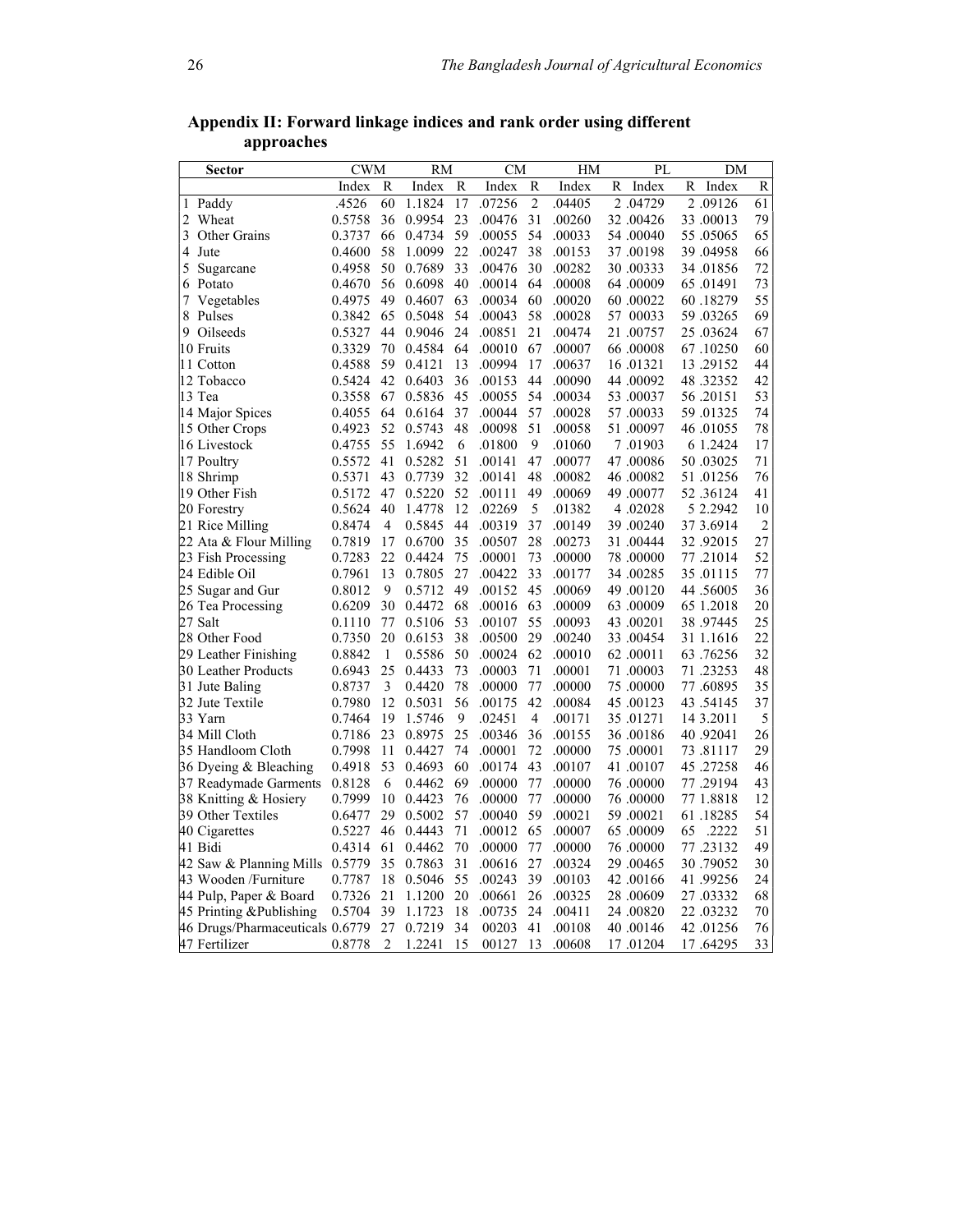## Appendix II: Forward linkage indices and rank order using different approaches

| Sector | CWM | | RM | | CM | | HM | | PL | | DM | |
|---|---|---|---|---|---|---|---|---|---|---|---|---|
| | Index | R | Index | R | Index | R | Index | R | Index | R | Index | R |
| 1 Paddy | .4526 | 60 | 1.1824 | 17 | .07256 | 2 | .04405 | 2 | .04729 | 2 | .09126 | 61 |
| 2 Wheat | 0.5758 | 36 | 0.9954 | 23 | .00476 | 31 | .00260 | 32 | .00426 | 33 | .00013 | 79 |
| 3 Other Grains | 0.3737 | 66 | 0.4734 | 59 | .00055 | 54 | .00033 | 54 | .00040 | 55 | .05065 | 65 |
| 4 Jute | 0.4600 | 58 | 1.0099 | 22 | .00247 | 38 | .00153 | 37 | .00198 | 39 | .04958 | 66 |
| 5 Sugarcane | 0.4958 | 50 | 0.7689 | 33 | .00476 | 30 | .00282 | 30 | .00333 | 34 | .01856 | 72 |
| 6 Potato | 0.4670 | 56 | 0.6098 | 40 | .00014 | 64 | .00008 | 64 | .00009 | 65 | .01491 | 73 |
| 7 Vegetables | 0.4975 | 49 | 0.4607 | 63 | .00034 | 60 | .00020 | 60 | .00022 | 60 | .18279 | 55 |
| 8 Pulses | 0.3842 | 65 | 0.5048 | 54 | .00043 | 58 | .00028 | 57 | 00033 | 59 | .03265 | 69 |
| 9 Oilseeds | 0.5327 | 44 | 0.9046 | 24 | .00851 | 21 | .00474 | 21 | .00757 | 25 | .03624 | 67 |
| 10 Fruits | 0.3329 | 70 | 0.4584 | 64 | .00010 | 67 | .00007 | 66 | .00008 | 67 | .10250 | 60 |
| 11 Cotton | 0.4588 | 59 | 0.4121 | 13 | .00994 | 17 | .00637 | 16 | .01321 | 13 | .29152 | 44 |
| 12 Tobacco | 0.5424 | 42 | 0.6403 | 36 | .00153 | 44 | .00090 | 44 | .00092 | 48 | .32352 | 42 |
| 13 Tea | 0.3558 | 67 | 0.5836 | 45 | .00055 | 54 | .00034 | 53 | .00037 | 56 | .20151 | 53 |
| 14 Major Spices | 0.4055 | 64 | 0.6164 | 37 | .00044 | 57 | .00028 | 57 | .00033 | 59 | .01325 | 74 |
| 15 Other Crops | 0.4923 | 52 | 0.5743 | 48 | .00098 | 51 | .00058 | 51 | .00097 | 46 | .01055 | 78 |
| 16 Livestock | 0.4755 | 55 | 1.6942 | 6 | .01800 | 9 | .01060 | 7 | .01903 | 6 | 1.2424 | 17 |
| 17 Poultry | 0.5572 | 41 | 0.5282 | 51 | .00141 | 47 | .00077 | 47 | .00086 | 50 | .03025 | 71 |
| 18 Shrimp | 0.5371 | 43 | 0.7739 | 32 | .00141 | 48 | .00082 | 46 | .00082 | 51 | .01256 | 76 |
| 19 Other Fish | 0.5172 | 47 | 0.5220 | 52 | .00111 | 49 | .00069 | 49 | .00077 | 52 | .36124 | 41 |
| 20 Forestry | 0.5624 | 40 | 1.4778 | 12 | .02269 | 5 | .01382 | 4 | .02028 | 5 | 2.2942 | 10 |
| 21 Rice Milling | 0.8474 | 4 | 0.5845 | 44 | .00319 | 37 | .00149 | 39 | .00240 | 37 | 3.6914 | 2 |
| 22 Ata & Flour Milling | 0.7819 | 17 | 0.6700 | 35 | .00507 | 28 | .00273 | 31 | .00444 | 32 | .92015 | 27 |
| 23 Fish Processing | 0.7283 | 22 | 0.4424 | 75 | .00001 | 73 | .00000 | 78 | .00000 | 77 | .21014 | 52 |
| 24 Edible Oil | 0.7961 | 13 | 0.7805 | 27 | .00422 | 33 | .00177 | 34 | .00285 | 35 | .01115 | 77 |
| 25 Sugar and Gur | 0.8012 | 9 | 0.5712 | 49 | .00152 | 45 | .00069 | 49 | .00120 | 44 | .56005 | 36 |
| 26 Tea Processing | 0.6209 | 30 | 0.4472 | 68 | .00016 | 63 | .00009 | 63 | .00009 | 65 | 1.2018 | 20 |
| 27 Salt | 0.1110 | 77 | 0.5106 | 53 | .00107 | 55 | .00093 | 43 | .00201 | 38 | .97445 | 25 |
| 28 Other Food | 0.7350 | 20 | 0.6153 | 38 | .00500 | 29 | .00240 | 33 | .00454 | 31 | 1.1616 | 22 |
| 29 Leather Finishing | 0.8842 | 1 | 0.5586 | 50 | .00024 | 62 | .00010 | 62 | .00011 | 63 | .76256 | 32 |
| 30 Leather Products | 0.6943 | 25 | 0.4433 | 73 | .00003 | 71 | .00001 | 71 | .00003 | 71 | .23253 | 48 |
| 31 Jute Baling | 0.8737 | 3 | 0.4420 | 78 | .00000 | 77 | .00000 | 75 | .00000 | 77 | .60895 | 35 |
| 32 Jute Textile | 0.7980 | 12 | 0.5031 | 56 | .00175 | 42 | .00084 | 45 | .00123 | 43 | .54145 | 37 |
| 33 Yarn | 0.7464 | 19 | 1.5746 | 9 | .02451 | 4 | .00171 | 35 | .01271 | 14 | 3.2011 | 5 |
| 34 Mill Cloth | 0.7186 | 23 | 0.8975 | 25 | .00346 | 36 | .00155 | 36 | .00186 | 40 | .92041 | 26 |
| 35 Handloom Cloth | 0.7998 | 11 | 0.4427 | 74 | .00001 | 72 | .00000 | 75 | .00001 | 73 | .81117 | 29 |
| 36 Dyeing & Bleaching | 0.4918 | 53 | 0.4693 | 60 | .00174 | 43 | .00107 | 41 | .00107 | 45 | .27258 | 46 |
| 37 Readymade Garments | 0.8128 | 6 | 0.4462 | 69 | .00000 | 77 | .00000 | 76 | .00000 | 77 | .29194 | 43 |
| 38 Knitting & Hosiery | 0.7999 | 10 | 0.4423 | 76 | .00000 | 77 | .00000 | 76 | .00000 | 77 | 1.8818 | 12 |
| 39 Other Textiles | 0.6477 | 29 | 0.5002 | 57 | .00040 | 59 | .00021 | 59 | .00021 | 61 | .18285 | 54 |
| 40 Cigarettes | 0.5227 | 46 | 0.4443 | 71 | .00012 | 65 | .00007 | 65 | .00009 | 65 | .2222 | 51 |
| 41 Bidi | 0.4314 | 61 | 0.4462 | 70 | .00000 | 77 | .00000 | 76 | .00000 | 77 | .23132 | 49 |
| 42 Saw & Planning Mills | 0.5779 | 35 | 0.7863 | 31 | .00616 | 27 | .00324 | 29 | .00465 | 30 | .79052 | 30 |
| 43 Wooden /Furniture | 0.7787 | 18 | 0.5046 | 55 | .00243 | 39 | .00103 | 42 | .00166 | 41 | .99256 | 24 |
| 44 Pulp, Paper & Board | 0.7326 | 21 | 1.1200 | 20 | .00661 | 26 | .00325 | 28 | .00609 | 27 | .03332 | 68 |
| 45 Printing &Publishing | 0.5704 | 39 | 1.1723 | 18 | .00735 | 24 | .00411 | 24 | .00820 | 22 | .03232 | 70 |
| 46 Drugs/Pharmaceuticals | 0.6779 | 27 | 0.7219 | 34 | 00203 | 41 | .00108 | 40 | .00146 | 42 | .01256 | 76 |
| 47 Fertilizer | 0.8778 | 2 | 1.2241 | 15 | 00127 | 13 | .00608 | 17 | .01204 | 17 | .64295 | 33 |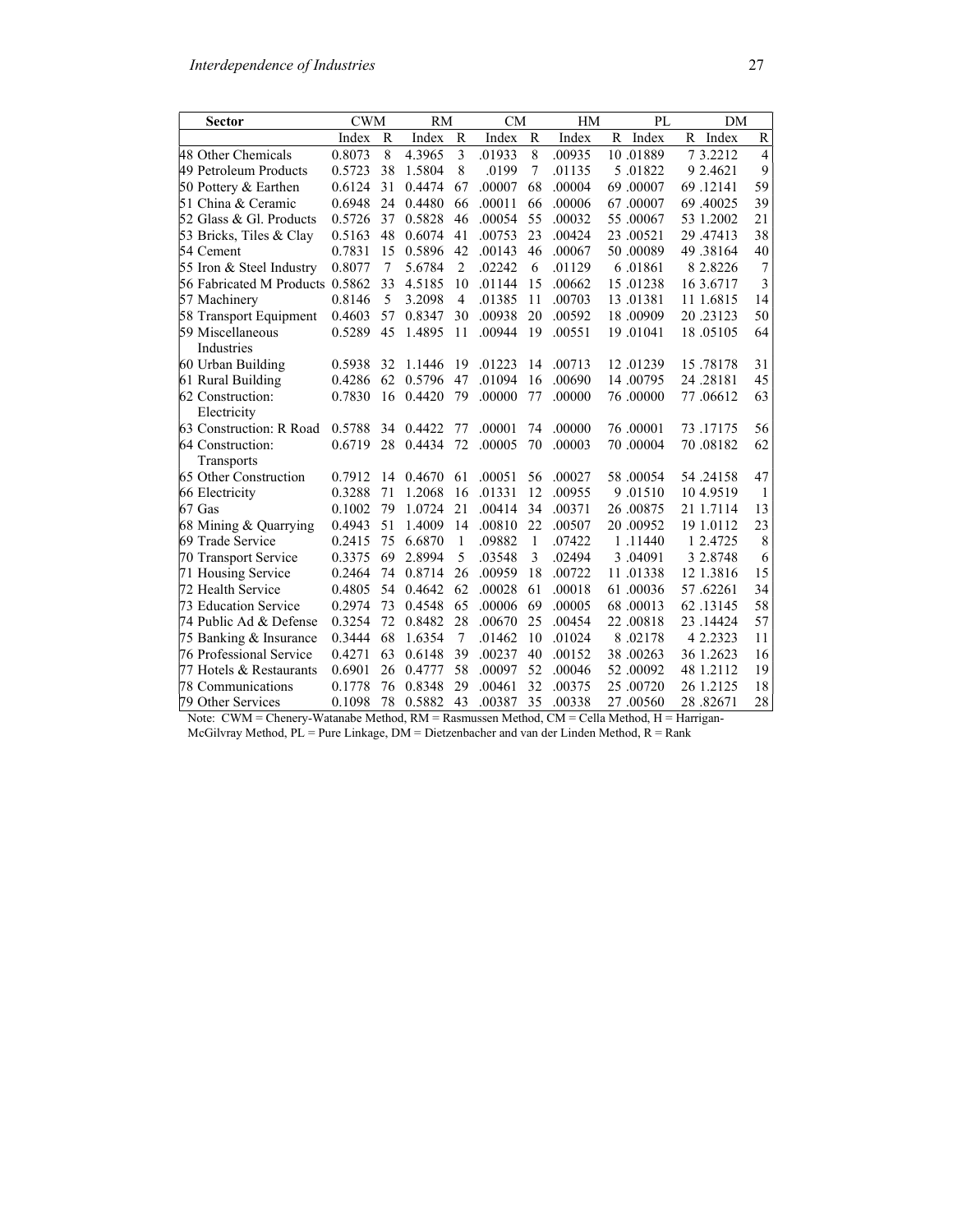| Sector | CWM | | RM | | CM | | HM | | PL | | DM | |
|---|---|---|---|---|---|---|---|---|---|---|---|---|
| | Index | R | Index | R | Index | R | Index | R | Index | R | Index | R |
| 48 Other Chemicals | 0.8073 | 8 | 4.3965 | 3 | .01933 | 8 | .00935 | 10 | .01889 | 7 | 3.2212 | 4 |
| 49 Petroleum Products | 0.5723 | 38 | 1.5804 | 8 | .0199 | 7 | .01135 | 5 | .01822 | 9 | 2.4621 | 9 |
| 50 Pottery & Earthen | 0.6124 | 31 | 0.4474 | 67 | .00007 | 68 | .00004 | 69 | .00007 | 69 | .12141 | 59 |
| 51 China & Ceramic | 0.6948 | 24 | 0.4480 | 66 | .00011 | 66 | .00006 | 67 | .00007 | 69 | .40025 | 39 |
| 52 Glass & Gl. Products | 0.5726 | 37 | 0.5828 | 46 | .00054 | 55 | .00032 | 55 | .00067 | 53 | 1.2002 | 21 |
| 53 Bricks, Tiles & Clay | 0.5163 | 48 | 0.6074 | 41 | .00753 | 23 | .00424 | 23 | .00521 | 29 | .47413 | 38 |
| 54 Cement | 0.7831 | 15 | 0.5896 | 42 | .00143 | 46 | .00067 | 50 | .00089 | 49 | .38164 | 40 |
| 55 Iron & Steel Industry | 0.8077 | 7 | 5.6784 | 2 | .02242 | 6 | .01129 | 6 | .01861 | 8 | 2.8226 | 7 |
| 56 Fabricated M Products | 0.5862 | 33 | 4.5185 | 10 | .01144 | 15 | .00662 | 15 | .01238 | 16 | 3.6717 | 3 |
| 57 Machinery | 0.8146 | 5 | 3.2098 | 4 | .01385 | 11 | .00703 | 13 | .01381 | 11 | 1.6815 | 14 |
| 58 Transport Equipment | 0.4603 | 57 | 0.8347 | 30 | .00938 | 20 | .00592 | 18 | .00909 | 20 | .23123 | 50 |
| 59 Miscellaneous Industries | 0.5289 | 45 | 1.4895 | 11 | .00944 | 19 | .00551 | 19 | .01041 | 18 | .05105 | 64 |
| 60 Urban Building | 0.5938 | 32 | 1.1446 | 19 | .01223 | 14 | .00713 | 12 | .01239 | 15 | .78178 | 31 |
| 61 Rural Building | 0.4286 | 62 | 0.5796 | 47 | .01094 | 16 | .00690 | 14 | .00795 | 24 | .28181 | 45 |
| 62 Construction: Electricity | 0.7830 | 16 | 0.4420 | 79 | .00000 | 77 | .00000 | 76 | .00000 | 77 | .06612 | 63 |
| 63 Construction: R Road | 0.5788 | 34 | 0.4422 | 77 | .00001 | 74 | .00000 | 76 | .00001 | 73 | .17175 | 56 |
| 64 Construction: Transports | 0.6719 | 28 | 0.4434 | 72 | .00005 | 70 | .00003 | 70 | .00004 | 70 | .08182 | 62 |
| 65 Other Construction | 0.7912 | 14 | 0.4670 | 61 | .00051 | 56 | .00027 | 58 | .00054 | 54 | .24158 | 47 |
| 66 Electricity | 0.3288 | 71 | 1.2068 | 16 | .01331 | 12 | .00955 | 9 | .01510 | 10 | 4.9519 | 1 |
| 67 Gas | 0.1002 | 79 | 1.0724 | 21 | .00414 | 34 | .00371 | 26 | .00875 | 21 | 1.7114 | 13 |
| 68 Mining & Quarrying | 0.4943 | 51 | 1.4009 | 14 | .00810 | 22 | .00507 | 20 | .00952 | 19 | 1.0112 | 23 |
| 69 Trade Service | 0.2415 | 75 | 6.6870 | 1 | .09882 | 1 | .07422 | 1 | .11440 | 1 | 2.4725 | 8 |
| 70 Transport Service | 0.3375 | 69 | 2.8994 | 5 | .03548 | 3 | .02494 | 3 | .04091 | 3 | 2.8748 | 6 |
| 71 Housing Service | 0.2464 | 74 | 0.8714 | 26 | .00959 | 18 | .00722 | 11 | .01338 | 12 | 1.3816 | 15 |
| 72 Health Service | 0.4805 | 54 | 0.4642 | 62 | .00028 | 61 | .00018 | 61 | .00036 | 57 | .62261 | 34 |
| 73 Education Service | 0.2974 | 73 | 0.4548 | 65 | .00006 | 69 | .00005 | 68 | .00013 | 62 | .13145 | 58 |
| 74 Public Ad & Defense | 0.3254 | 72 | 0.8482 | 28 | .00670 | 25 | .00454 | 22 | .00818 | 23 | .14424 | 57 |
| 75 Banking & Insurance | 0.3444 | 68 | 1.6354 | 7 | .01462 | 10 | .01024 | 8 | .02178 | 4 | 2.2323 | 11 |
| 76 Professional Service | 0.4271 | 63 | 0.6148 | 39 | .00237 | 40 | .00152 | 38 | .00263 | 36 | 1.2623 | 16 |
| 77 Hotels & Restaurants | 0.6901 | 26 | 0.4777 | 58 | .00097 | 52 | .00046 | 52 | .00092 | 48 | 1.2112 | 19 |
| 78 Communications | 0.1778 | 76 | 0.8348 | 29 | .00461 | 32 | .00375 | 25 | .00720 | 26 | 1.2125 | 18 |
| 79 Other Services | 0.1098 | 78 | 0.5882 | 43 | .00387 | 35 | .00338 | 27 | .00560 | 28 | .82671 | 28 |

Note: CWM = Chenery-Watanabe Method, RM = Rasmussen Method, CM = Cella Method, H = Harrigan-McGilvray Method, PL = Pure Linkage, DM = Dietzenbacher and van der Linden Method, R = Rank